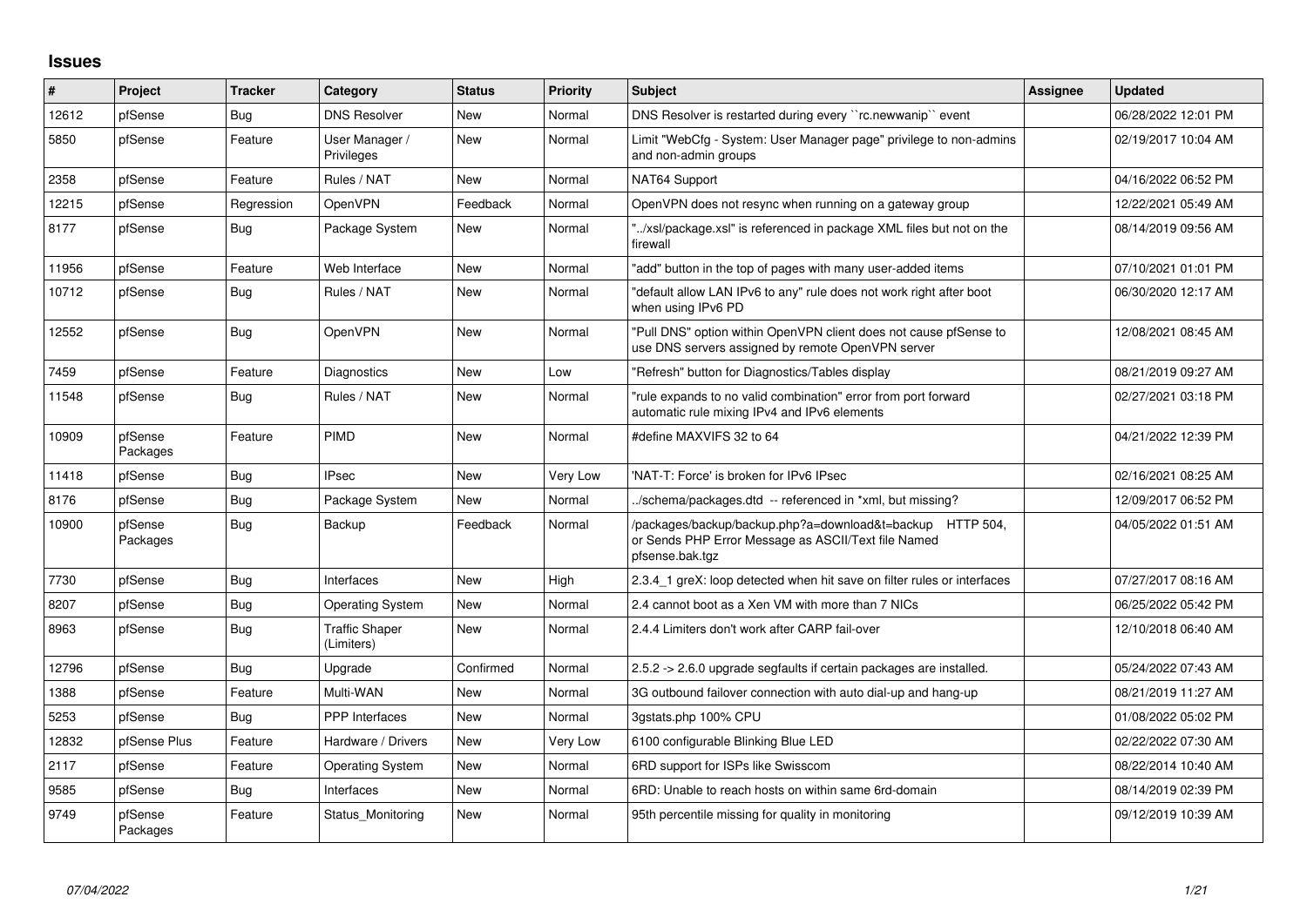## Issues

| # | Project | Tracker | Category | Status | Priority | Subject | Assignee | Updated |
|---|---|---|---|---|---|---|---|---|
| 12612 | pfSense | Bug | DNS Resolver | New | Normal | DNS Resolver is restarted during every ``rc.newwanip`` event | | 06/28/2022 12:01 PM |
| 5850 | pfSense | Feature | User Manager / Privileges | New | Normal | Limit "WebCfg - System: User Manager page" privilege to non-admins and non-admin groups | | 02/19/2017 10:04 AM |
| 2358 | pfSense | Feature | Rules / NAT | New | Normal | NAT64 Support | | 04/16/2022 06:52 PM |
| 12215 | pfSense | Regression | OpenVPN | Feedback | Normal | OpenVPN does not resync when running on a gateway group | | 12/22/2021 05:49 AM |
| 8177 | pfSense | Bug | Package System | New | Normal | "../xsl/package.xsl" is referenced in package XML files but not on the firewall | | 08/14/2019 09:56 AM |
| 11956 | pfSense | Feature | Web Interface | New | Normal | "add" button in the top of pages with many user-added items | | 07/10/2021 01:01 PM |
| 10712 | pfSense | Bug | Rules / NAT | New | Normal | "default allow LAN IPv6 to any" rule does not work right after boot when using IPv6 PD | | 06/30/2020 12:17 AM |
| 12552 | pfSense | Bug | OpenVPN | New | Normal | "Pull DNS" option within OpenVPN client does not cause pfSense to use DNS servers assigned by remote OpenVPN server | | 12/08/2021 08:45 AM |
| 7459 | pfSense | Feature | Diagnostics | New | Low | "Refresh" button for Diagnostics/Tables display | | 08/21/2019 09:27 AM |
| 11548 | pfSense | Bug | Rules / NAT | New | Normal | "rule expands to no valid combination" error from port forward automatic rule mixing IPv4 and IPv6 elements | | 02/27/2021 03:18 PM |
| 10909 | pfSense Packages | Feature | PIMD | New | Normal | #define MAXVIFS 32 to 64 | | 04/21/2022 12:39 PM |
| 11418 | pfSense | Bug | IPsec | New | Very Low | 'NAT-T: Force' is broken for IPv6 IPsec | | 02/16/2021 08:25 AM |
| 8176 | pfSense | Bug | Package System | New | Normal | ../schema/packages.dtd -- referenced in *xml, but missing? | | 12/09/2017 06:52 PM |
| 10900 | pfSense Packages | Bug | Backup | Feedback | Normal | /packages/backup/backup.php?a=download&t=backup HTTP 504, or Sends PHP Error Message as ASCII/Text file Named pfsense.bak.tgz | | 04/05/2022 01:51 AM |
| 7730 | pfSense | Bug | Interfaces | New | High | 2.3.4_1 greX: loop detected when hit save on filter rules or interfaces | | 07/27/2017 08:16 AM |
| 8207 | pfSense | Bug | Operating System | New | Normal | 2.4 cannot boot as a Xen VM with more than 7 NICs | | 06/25/2022 05:42 PM |
| 8963 | pfSense | Bug | Traffic Shaper (Limiters) | New | Normal | 2.4.4 Limiters don't work after CARP fail-over | | 12/10/2018 06:40 AM |
| 12796 | pfSense | Bug | Upgrade | Confirmed | Normal | 2.5.2 -> 2.6.0 upgrade segfaults if certain packages are installed. | | 05/24/2022 07:43 AM |
| 1388 | pfSense | Feature | Multi-WAN | New | Normal | 3G outbound failover connection with auto dial-up and hang-up | | 08/21/2019 11:27 AM |
| 5253 | pfSense | Bug | PPP Interfaces | New | Normal | 3gstats.php 100% CPU | | 01/08/2022 05:02 PM |
| 12832 | pfSense Plus | Feature | Hardware / Drivers | New | Very Low | 6100 configurable Blinking Blue LED | | 02/22/2022 07:30 AM |
| 2117 | pfSense | Feature | Operating System | New | Normal | 6RD support for ISPs like Swisscom | | 08/22/2014 10:40 AM |
| 9585 | pfSense | Bug | Interfaces | New | Normal | 6RD: Unable to reach hosts on within same 6rd-domain | | 08/14/2019 02:39 PM |
| 9749 | pfSense Packages | Feature | Status_Monitoring | New | Normal | 95th percentile missing for quality in monitoring | | 09/12/2019 10:39 AM |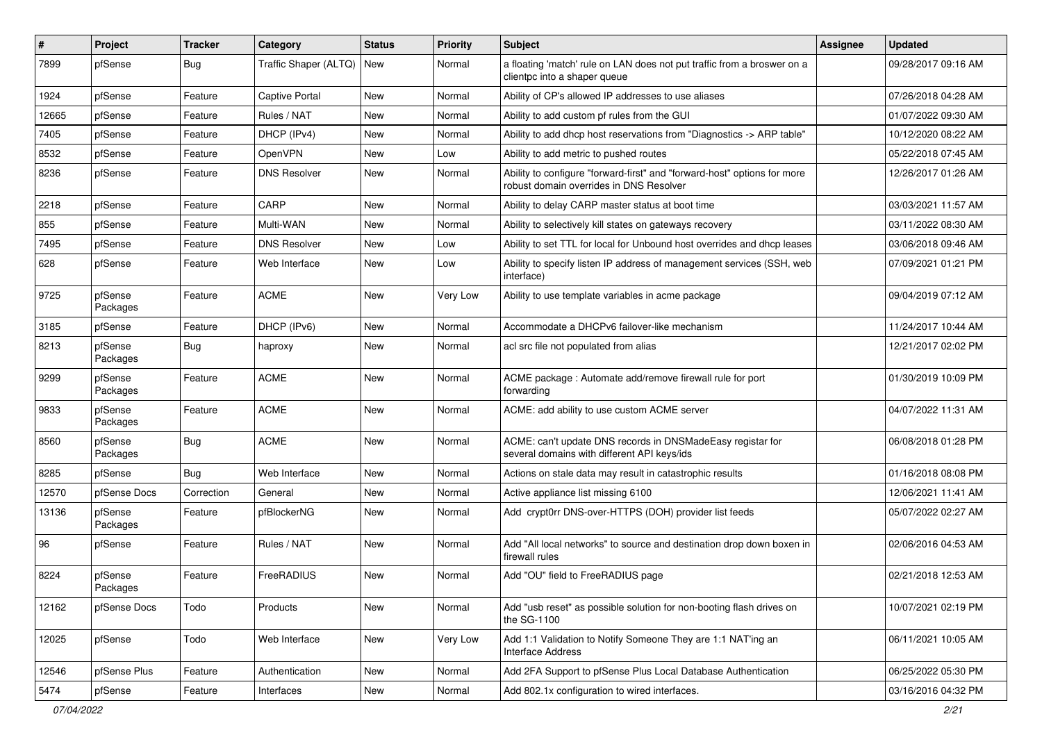| # | Project | Tracker | Category | Status | Priority | Subject | Assignee | Updated |
|---|---|---|---|---|---|---|---|---|
| 7899 | pfSense | Bug | Traffic Shaper (ALTQ) | New | Normal | a floating 'match' rule on LAN does not put traffic from a broswer on a clientpc into a shaper queue | | 09/28/2017 09:16 AM |
| 1924 | pfSense | Feature | Captive Portal | New | Normal | Ability of CP's allowed IP addresses to use aliases | | 07/26/2018 04:28 AM |
| 12665 | pfSense | Feature | Rules / NAT | New | Normal | Ability to add custom pf rules from the GUI | | 01/07/2022 09:30 AM |
| 7405 | pfSense | Feature | DHCP (IPv4) | New | Normal | Ability to add dhcp host reservations from "Diagnostics -> ARP table" | | 10/12/2020 08:22 AM |
| 8532 | pfSense | Feature | OpenVPN | New | Low | Ability to add metric to pushed routes | | 05/22/2018 07:45 AM |
| 8236 | pfSense | Feature | DNS Resolver | New | Normal | Ability to configure "forward-first" and "forward-host" options for more robust domain overrides in DNS Resolver | | 12/26/2017 01:26 AM |
| 2218 | pfSense | Feature | CARP | New | Normal | Ability to delay CARP master status at boot time | | 03/03/2021 11:57 AM |
| 855 | pfSense | Feature | Multi-WAN | New | Normal | Ability to selectively kill states on gateways recovery | | 03/11/2022 08:30 AM |
| 7495 | pfSense | Feature | DNS Resolver | New | Low | Ability to set TTL for local for Unbound host overrides and dhcp leases | | 03/06/2018 09:46 AM |
| 628 | pfSense | Feature | Web Interface | New | Low | Ability to specify listen IP address of management services (SSH, web interface) | | 07/09/2021 01:21 PM |
| 9725 | pfSense Packages | Feature | ACME | New | Very Low | Ability to use template variables in acme package | | 09/04/2019 07:12 AM |
| 3185 | pfSense | Feature | DHCP (IPv6) | New | Normal | Accommodate a DHCPv6 failover-like mechanism | | 11/24/2017 10:44 AM |
| 8213 | pfSense Packages | Bug | haproxy | New | Normal | acl src file not populated from alias | | 12/21/2017 02:02 PM |
| 9299 | pfSense Packages | Feature | ACME | New | Normal | ACME package : Automate add/remove firewall rule for port forwarding | | 01/30/2019 10:09 PM |
| 9833 | pfSense Packages | Feature | ACME | New | Normal | ACME: add ability to use custom ACME server | | 04/07/2022 11:31 AM |
| 8560 | pfSense Packages | Bug | ACME | New | Normal | ACME: can't update DNS records in DNSMadeEasy registar for several domains with different API keys/ids | | 06/08/2018 01:28 PM |
| 8285 | pfSense | Bug | Web Interface | New | Normal | Actions on stale data may result in catastrophic results | | 01/16/2018 08:08 PM |
| 12570 | pfSense Docs | Correction | General | New | Normal | Active appliance list missing 6100 | | 12/06/2021 11:41 AM |
| 13136 | pfSense Packages | Feature | pfBlockerNG | New | Normal | Add crypt0rr DNS-over-HTTPS (DOH) provider list feeds | | 05/07/2022 02:27 AM |
| 96 | pfSense | Feature | Rules / NAT | New | Normal | Add "All local networks" to source and destination drop down boxen in firewall rules | | 02/06/2016 04:53 AM |
| 8224 | pfSense Packages | Feature | FreeRADIUS | New | Normal | Add "OU" field to FreeRADIUS page | | 02/21/2018 12:53 AM |
| 12162 | pfSense Docs | Todo | Products | New | Normal | Add "usb reset" as possible solution for non-booting flash drives on the SG-1100 | | 10/07/2021 02:19 PM |
| 12025 | pfSense | Todo | Web Interface | New | Very Low | Add 1:1 Validation to Notify Someone They are 1:1 NAT'ing an Interface Address | | 06/11/2021 10:05 AM |
| 12546 | pfSense Plus | Feature | Authentication | New | Normal | Add 2FA Support to pfSense Plus Local Database Authentication | | 06/25/2022 05:30 PM |
| 5474 | pfSense | Feature | Interfaces | New | Normal | Add 802.1x configuration to wired interfaces. | | 03/16/2016 04:32 PM |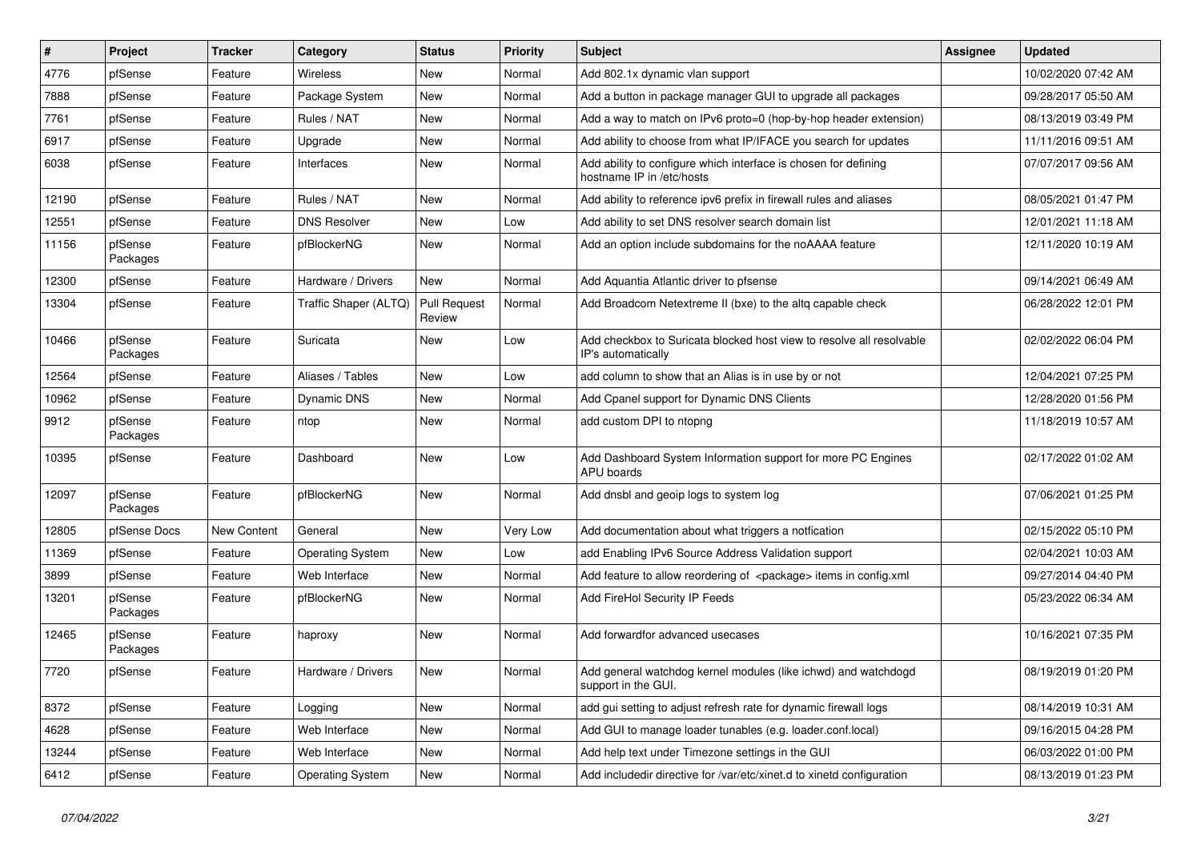| # | Project | Tracker | Category | Status | Priority | Subject | Assignee | Updated |
|---|---|---|---|---|---|---|---|---|
| 4776 | pfSense | Feature | Wireless | New | Normal | Add 802.1x dynamic vlan support | | 10/02/2020 07:42 AM |
| 7888 | pfSense | Feature | Package System | New | Normal | Add a button in package manager GUI to upgrade all packages | | 09/28/2017 05:50 AM |
| 7761 | pfSense | Feature | Rules / NAT | New | Normal | Add a way to match on IPv6 proto=0 (hop-by-hop header extension) | | 08/13/2019 03:49 PM |
| 6917 | pfSense | Feature | Upgrade | New | Normal | Add ability to choose from what IP/IFACE you search for updates | | 11/11/2016 09:51 AM |
| 6038 | pfSense | Feature | Interfaces | New | Normal | Add ability to configure which interface is chosen for defining hostname IP in /etc/hosts | | 07/07/2017 09:56 AM |
| 12190 | pfSense | Feature | Rules / NAT | New | Normal | Add ability to reference ipv6 prefix in firewall rules and aliases | | 08/05/2021 01:47 PM |
| 12551 | pfSense | Feature | DNS Resolver | New | Low | Add ability to set DNS resolver search domain list | | 12/01/2021 11:18 AM |
| 11156 | pfSense Packages | Feature | pfBlockerNG | New | Normal | Add an option include subdomains for the noAAAA feature | | 12/11/2020 10:19 AM |
| 12300 | pfSense | Feature | Hardware / Drivers | New | Normal | Add Aquantia Atlantic driver to pfsense | | 09/14/2021 06:49 AM |
| 13304 | pfSense | Feature | Traffic Shaper (ALTQ) | Pull Request Review | Normal | Add Broadcom Netextreme II (bxe) to the altq capable check | | 06/28/2022 12:01 PM |
| 10466 | pfSense Packages | Feature | Suricata | New | Low | Add checkbox to Suricata blocked host view to resolve all resolvable IP's automatically | | 02/02/2022 06:04 PM |
| 12564 | pfSense | Feature | Aliases / Tables | New | Low | add column to show that an Alias is in use by or not | | 12/04/2021 07:25 PM |
| 10962 | pfSense | Feature | Dynamic DNS | New | Normal | Add Cpanel support for Dynamic DNS Clients | | 12/28/2020 01:56 PM |
| 9912 | pfSense Packages | Feature | ntop | New | Normal | add custom DPI to ntopng | | 11/18/2019 10:57 AM |
| 10395 | pfSense | Feature | Dashboard | New | Low | Add Dashboard System Information support for more PC Engines APU boards | | 02/17/2022 01:02 AM |
| 12097 | pfSense Packages | Feature | pfBlockerNG | New | Normal | Add dnsbl and geoip logs to system log | | 07/06/2021 01:25 PM |
| 12805 | pfSense Docs | New Content | General | New | Very Low | Add documentation about what triggers a notfication | | 02/15/2022 05:10 PM |
| 11369 | pfSense | Feature | Operating System | New | Low | add Enabling IPv6 Source Address Validation support | | 02/04/2021 10:03 AM |
| 3899 | pfSense | Feature | Web Interface | New | Normal | Add feature to allow reordering of <package> items in config.xml | | 09/27/2014 04:40 PM |
| 13201 | pfSense Packages | Feature | pfBlockerNG | New | Normal | Add FireHol Security IP Feeds | | 05/23/2022 06:34 AM |
| 12465 | pfSense Packages | Feature | haproxy | New | Normal | Add forwardfor advanced usecases | | 10/16/2021 07:35 PM |
| 7720 | pfSense | Feature | Hardware / Drivers | New | Normal | Add general watchdog kernel modules (like ichwd) and watchdogd support in the GUI. | | 08/19/2019 01:20 PM |
| 8372 | pfSense | Feature | Logging | New | Normal | add gui setting to adjust refresh rate for dynamic firewall logs | | 08/14/2019 10:31 AM |
| 4628 | pfSense | Feature | Web Interface | New | Normal | Add GUI to manage loader tunables (e.g. loader.conf.local) | | 09/16/2015 04:28 PM |
| 13244 | pfSense | Feature | Web Interface | New | Normal | Add help text under Timezone settings in the GUI | | 06/03/2022 01:00 PM |
| 6412 | pfSense | Feature | Operating System | New | Normal | Add includedir directive for /var/etc/xinet.d to xinetd configuration | | 08/13/2019 01:23 PM |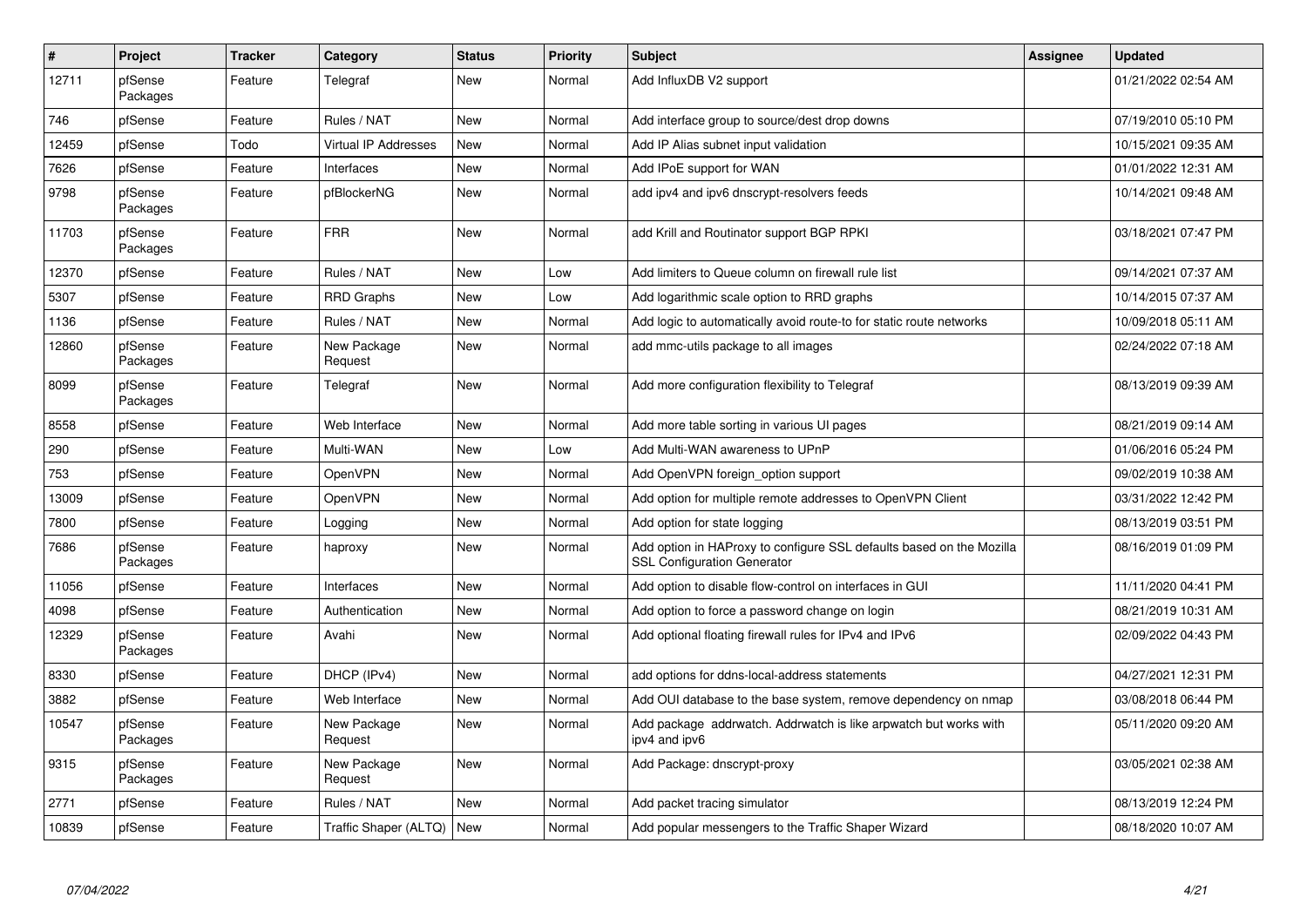| # | Project | Tracker | Category | Status | Priority | Subject | Assignee | Updated |
|---|---|---|---|---|---|---|---|---|
| 12711 | pfSense Packages | Feature | Telegraf | New | Normal | Add InfluxDB V2 support | | 01/21/2022 02:54 AM |
| 746 | pfSense | Feature | Rules / NAT | New | Normal | Add interface group to source/dest drop downs | | 07/19/2010 05:10 PM |
| 12459 | pfSense | Todo | Virtual IP Addresses | New | Normal | Add IP Alias subnet input validation | | 10/15/2021 09:35 AM |
| 7626 | pfSense | Feature | Interfaces | New | Normal | Add IPoE support for WAN | | 01/01/2022 12:31 AM |
| 9798 | pfSense Packages | Feature | pfBlockerNG | New | Normal | add ipv4 and ipv6 dnscrypt-resolvers feeds | | 10/14/2021 09:48 AM |
| 11703 | pfSense Packages | Feature | FRR | New | Normal | add Krill and Routinator support BGP RPKI | | 03/18/2021 07:47 PM |
| 12370 | pfSense | Feature | Rules / NAT | New | Low | Add limiters to Queue column on firewall rule list | | 09/14/2021 07:37 AM |
| 5307 | pfSense | Feature | RRD Graphs | New | Low | Add logarithmic scale option to RRD graphs | | 10/14/2015 07:37 AM |
| 1136 | pfSense | Feature | Rules / NAT | New | Normal | Add logic to automatically avoid route-to for static route networks | | 10/09/2018 05:11 AM |
| 12860 | pfSense Packages | Feature | New Package Request | New | Normal | add mmc-utils package to all images | | 02/24/2022 07:18 AM |
| 8099 | pfSense Packages | Feature | Telegraf | New | Normal | Add more configuration flexibility to Telegraf | | 08/13/2019 09:39 AM |
| 8558 | pfSense | Feature | Web Interface | New | Normal | Add more table sorting in various UI pages | | 08/21/2019 09:14 AM |
| 290 | pfSense | Feature | Multi-WAN | New | Low | Add Multi-WAN awareness to UPnP | | 01/06/2016 05:24 PM |
| 753 | pfSense | Feature | OpenVPN | New | Normal | Add OpenVPN foreign_option support | | 09/02/2019 10:38 AM |
| 13009 | pfSense | Feature | OpenVPN | New | Normal | Add option for multiple remote addresses to OpenVPN Client | | 03/31/2022 12:42 PM |
| 7800 | pfSense | Feature | Logging | New | Normal | Add option for state logging | | 08/13/2019 03:51 PM |
| 7686 | pfSense Packages | Feature | haproxy | New | Normal | Add option in HAProxy to configure SSL defaults based on the Mozilla SSL Configuration Generator | | 08/16/2019 01:09 PM |
| 11056 | pfSense | Feature | Interfaces | New | Normal | Add option to disable flow-control on interfaces in GUI | | 11/11/2020 04:41 PM |
| 4098 | pfSense | Feature | Authentication | New | Normal | Add option to force a password change on login | | 08/21/2019 10:31 AM |
| 12329 | pfSense Packages | Feature | Avahi | New | Normal | Add optional floating firewall rules for IPv4 and IPv6 | | 02/09/2022 04:43 PM |
| 8330 | pfSense | Feature | DHCP (IPv4) | New | Normal | add options for ddns-local-address statements | | 04/27/2021 12:31 PM |
| 3882 | pfSense | Feature | Web Interface | New | Normal | Add OUI database to the base system, remove dependency on nmap | | 03/08/2018 06:44 PM |
| 10547 | pfSense Packages | Feature | New Package Request | New | Normal | Add package addrwatch. Addrwatch is like arpwatch but works with ipv4 and ipv6 | | 05/11/2020 09:20 AM |
| 9315 | pfSense Packages | Feature | New Package Request | New | Normal | Add Package: dnscrypt-proxy | | 03/05/2021 02:38 AM |
| 2771 | pfSense | Feature | Rules / NAT | New | Normal | Add packet tracing simulator | | 08/13/2019 12:24 PM |
| 10839 | pfSense | Feature | Traffic Shaper (ALTQ) | New | Normal | Add popular messengers to the Traffic Shaper Wizard | | 08/18/2020 10:07 AM |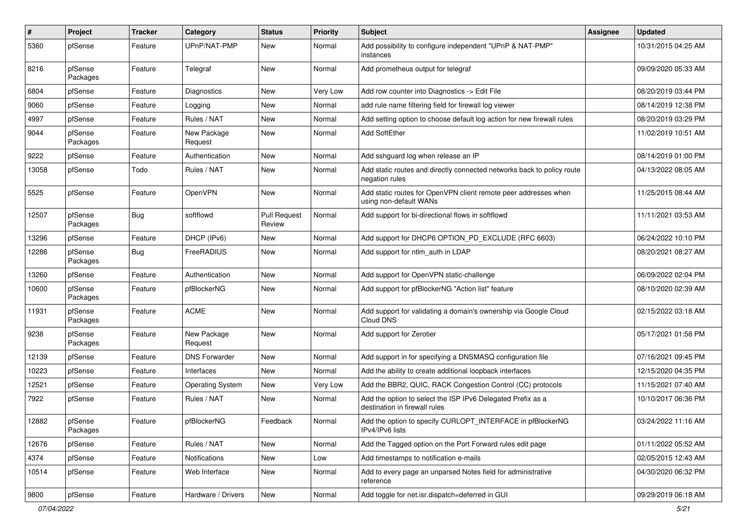| # | Project | Tracker | Category | Status | Priority | Subject | Assignee | Updated |
|---|---|---|---|---|---|---|---|---|
| 5360 | pfSense | Feature | UPnP/NAT-PMP | New | Normal | Add possibility to configure independent "UPnP & NAT-PMP" instances | | 10/31/2015 04:25 AM |
| 8216 | pfSense Packages | Feature | Telegraf | New | Normal | Add prometheus output for telegraf | | 09/09/2020 05:33 AM |
| 6804 | pfSense | Feature | Diagnostics | New | Very Low | Add row counter into Diagnostics -> Edit File | | 08/20/2019 03:44 PM |
| 9060 | pfSense | Feature | Logging | New | Normal | add rule name filtering field for firewall log viewer | | 08/14/2019 12:38 PM |
| 4997 | pfSense | Feature | Rules / NAT | New | Normal | Add setting option to choose default log action for new firewall rules | | 08/20/2019 03:29 PM |
| 9044 | pfSense Packages | Feature | New Package Request | New | Normal | Add SoftEther | | 11/02/2019 10:51 AM |
| 9222 | pfSense | Feature | Authentication | New | Normal | Add sshguard log when release an IP | | 08/14/2019 01:00 PM |
| 13058 | pfSense | Todo | Rules / NAT | New | Normal | Add static routes and directly connected networks back to policy route negation rules | | 04/13/2022 08:05 AM |
| 5525 | pfSense | Feature | OpenVPN | New | Normal | Add static routes for OpenVPN client remote peer addresses when using non-default WANs | | 11/25/2015 08:44 AM |
| 12507 | pfSense Packages | Bug | softflowd | Pull Request Review | Normal | Add support for bi-directional flows in softflowd | | 11/11/2021 03:53 AM |
| 13296 | pfSense | Feature | DHCP (IPv6) | New | Normal | Add support for DHCP6 OPTION_PD_EXCLUDE (RFC 6603) | | 06/24/2022 10:10 PM |
| 12286 | pfSense Packages | Bug | FreeRADIUS | New | Normal | Add support for ntlm_auth in LDAP | | 08/20/2021 08:27 AM |
| 13260 | pfSense | Feature | Authentication | New | Normal | Add support for OpenVPN static-challenge | | 06/09/2022 02:04 PM |
| 10600 | pfSense Packages | Feature | pfBlockerNG | New | Normal | Add support for pfBlockerNG "Action list" feature | | 08/10/2020 02:39 AM |
| 11931 | pfSense Packages | Feature | ACME | New | Normal | Add support for validating a domain's ownership via Google Cloud Cloud DNS | | 02/15/2022 03:18 AM |
| 9238 | pfSense Packages | Feature | New Package Request | New | Normal | Add support for Zerotier | | 05/17/2021 01:58 PM |
| 12139 | pfSense | Feature | DNS Forwarder | New | Normal | Add support in for specifying a DNSMASQ configuration file | | 07/16/2021 09:45 PM |
| 10223 | pfSense | Feature | Interfaces | New | Normal | Add the ability to create additional loopback interfaces | | 12/15/2020 04:35 PM |
| 12521 | pfSense | Feature | Operating System | New | Very Low | Add the BBR2, QUIC, RACK Congestion Control (CC) protocols | | 11/15/2021 07:40 AM |
| 7922 | pfSense | Feature | Rules / NAT | New | Normal | Add the option to select the ISP IPv6 Delegated Prefix as a destination in firewall rules | | 10/10/2017 06:36 PM |
| 12882 | pfSense Packages | Feature | pfBlockerNG | Feedback | Normal | Add the option to specify CURLOPT_INTERFACE in pfBlockerNG IPv4/IPv6 lists | | 03/24/2022 11:16 AM |
| 12676 | pfSense | Feature | Rules / NAT | New | Normal | Add the Tagged option on the Port Forward rules edit page | | 01/11/2022 05:52 AM |
| 4374 | pfSense | Feature | Notifications | New | Low | Add timestamps to notification e-mails | | 02/05/2015 12:43 AM |
| 10514 | pfSense | Feature | Web Interface | New | Normal | Add to every page an unparsed Notes field for administrative reference | | 04/30/2020 06:32 PM |
| 9800 | pfSense | Feature | Hardware / Drivers | New | Normal | Add toggle for net.isr.dispatch=deferred in GUI | | 09/29/2019 06:18 AM |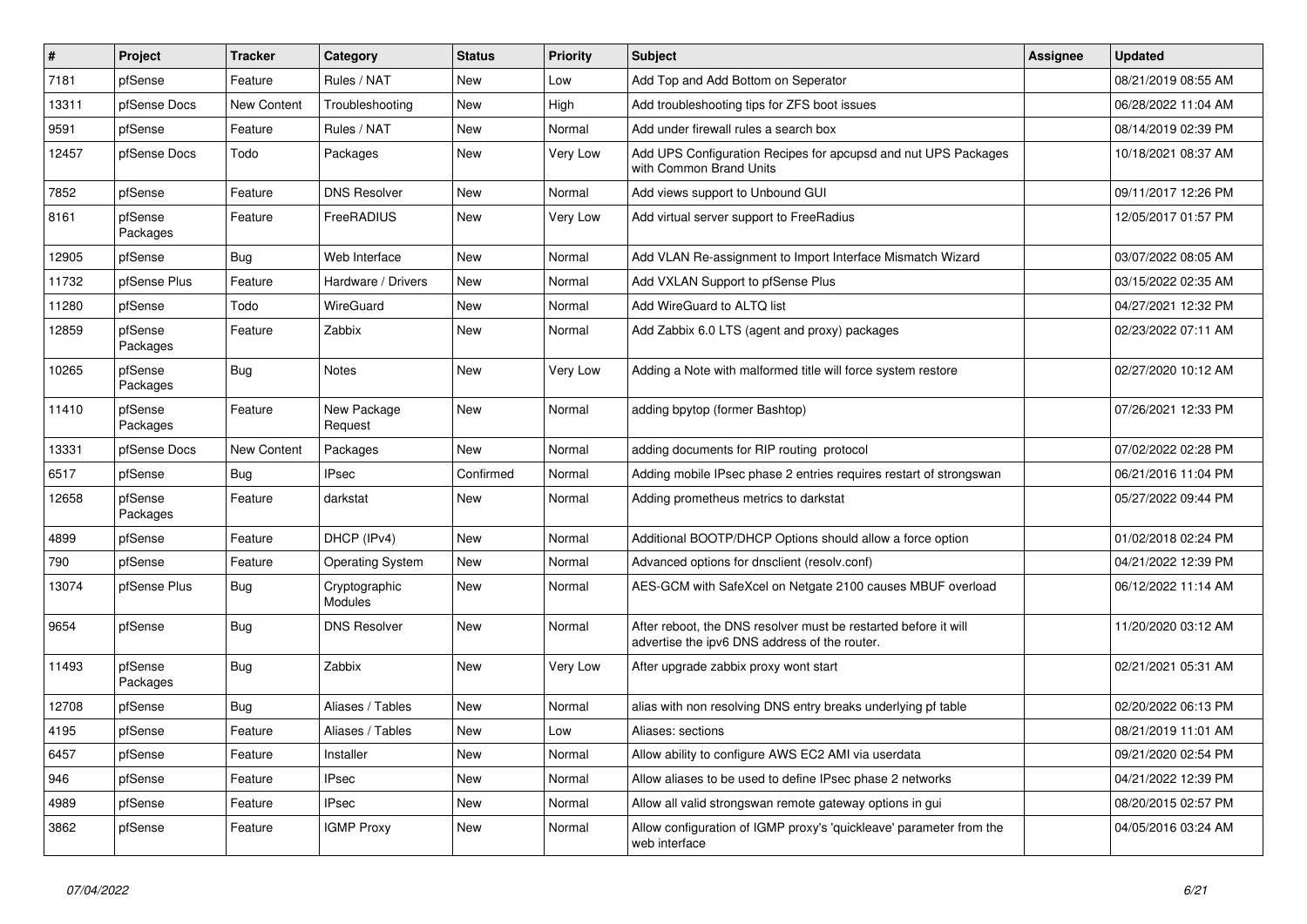| # | Project | Tracker | Category | Status | Priority | Subject | Assignee | Updated |
|---|---|---|---|---|---|---|---|---|
| 7181 | pfSense | Feature | Rules / NAT | New | Low | Add Top and Add Bottom on Seperator | | 08/21/2019 08:55 AM |
| 13311 | pfSense Docs | New Content | Troubleshooting | New | High | Add troubleshooting tips for ZFS boot issues | | 06/28/2022 11:04 AM |
| 9591 | pfSense | Feature | Rules / NAT | New | Normal | Add under firewall rules a search box | | 08/14/2019 02:39 PM |
| 12457 | pfSense Docs | Todo | Packages | New | Very Low | Add UPS Configuration Recipes for apcupsd and nut UPS Packages with Common Brand Units | | 10/18/2021 08:37 AM |
| 7852 | pfSense | Feature | DNS Resolver | New | Normal | Add views support to Unbound GUI | | 09/11/2017 12:26 PM |
| 8161 | pfSense Packages | Feature | FreeRADIUS | New | Very Low | Add virtual server support to FreeRadius | | 12/05/2017 01:57 PM |
| 12905 | pfSense | Bug | Web Interface | New | Normal | Add VLAN Re-assignment to Import Interface Mismatch Wizard | | 03/07/2022 08:05 AM |
| 11732 | pfSense Plus | Feature | Hardware / Drivers | New | Normal | Add VXLAN Support to pfSense Plus | | 03/15/2022 02:35 AM |
| 11280 | pfSense | Todo | WireGuard | New | Normal | Add WireGuard to ALTQ list | | 04/27/2021 12:32 PM |
| 12859 | pfSense Packages | Feature | Zabbix | New | Normal | Add Zabbix 6.0 LTS (agent and proxy) packages | | 02/23/2022 07:11 AM |
| 10265 | pfSense Packages | Bug | Notes | New | Very Low | Adding a Note with malformed title will force system restore | | 02/27/2020 10:12 AM |
| 11410 | pfSense Packages | Feature | New Package Request | New | Normal | adding bpytop (former Bashtop) | | 07/26/2021 12:33 PM |
| 13331 | pfSense Docs | New Content | Packages | New | Normal | adding documents for RIP routing protocol | | 07/02/2022 02:28 PM |
| 6517 | pfSense | Bug | IPsec | Confirmed | Normal | Adding mobile IPsec phase 2 entries requires restart of strongswan | | 06/21/2016 11:04 PM |
| 12658 | pfSense Packages | Feature | darkstat | New | Normal | Adding prometheus metrics to darkstat | | 05/27/2022 09:44 PM |
| 4899 | pfSense | Feature | DHCP (IPv4) | New | Normal | Additional BOOTP/DHCP Options should allow a force option | | 01/02/2018 02:24 PM |
| 790 | pfSense | Feature | Operating System | New | Normal | Advanced options for dnsclient (resolv.conf) | | 04/21/2022 12:39 PM |
| 13074 | pfSense Plus | Bug | Cryptographic Modules | New | Normal | AES-GCM with SafeXcel on Netgate 2100 causes MBUF overload | | 06/12/2022 11:14 AM |
| 9654 | pfSense | Bug | DNS Resolver | New | Normal | After reboot, the DNS resolver must be restarted before it will advertise the ipv6 DNS address of the router. | | 11/20/2020 03:12 AM |
| 11493 | pfSense Packages | Bug | Zabbix | New | Very Low | After upgrade zabbix proxy wont start | | 02/21/2021 05:31 AM |
| 12708 | pfSense | Bug | Aliases / Tables | New | Normal | alias with non resolving DNS entry breaks underlying pf table | | 02/20/2022 06:13 PM |
| 4195 | pfSense | Feature | Aliases / Tables | New | Low | Aliases: sections | | 08/21/2019 11:01 AM |
| 6457 | pfSense | Feature | Installer | New | Normal | Allow ability to configure AWS EC2 AMI via userdata | | 09/21/2020 02:54 PM |
| 946 | pfSense | Feature | IPsec | New | Normal | Allow aliases to be used to define IPsec phase 2 networks | | 04/21/2022 12:39 PM |
| 4989 | pfSense | Feature | IPsec | New | Normal | Allow all valid strongswan remote gateway options in gui | | 08/20/2015 02:57 PM |
| 3862 | pfSense | Feature | IGMP Proxy | New | Normal | Allow configuration of IGMP proxy's 'quickleave' parameter from the web interface | | 04/05/2016 03:24 AM |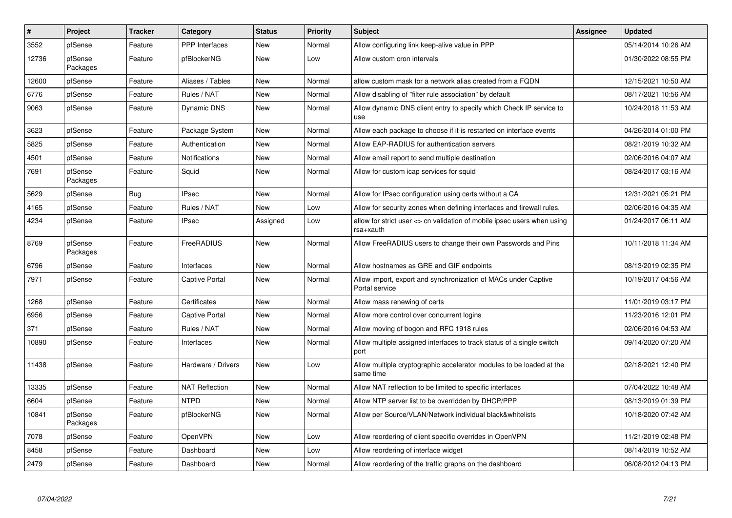| # | Project | Tracker | Category | Status | Priority | Subject | Assignee | Updated |
|---|---|---|---|---|---|---|---|---|
| 3552 | pfSense | Feature | PPP Interfaces | New | Normal | Allow configuring link keep-alive value in PPP | | 05/14/2014 10:26 AM |
| 12736 | pfSense Packages | Feature | pfBlockerNG | New | Low | Allow custom cron intervals | | 01/30/2022 08:55 PM |
| 12600 | pfSense | Feature | Aliases / Tables | New | Normal | allow custom mask for a network alias created from a FQDN | | 12/15/2021 10:50 AM |
| 6776 | pfSense | Feature | Rules / NAT | New | Normal | Allow disabling of "filter rule association" by default | | 08/17/2021 10:56 AM |
| 9063 | pfSense | Feature | Dynamic DNS | New | Normal | Allow dynamic DNS client entry to specify which Check IP service to use | | 10/24/2018 11:53 AM |
| 3623 | pfSense | Feature | Package System | New | Normal | Allow each package to choose if it is restarted on interface events | | 04/26/2014 01:00 PM |
| 5825 | pfSense | Feature | Authentication | New | Normal | Allow EAP-RADIUS for authentication servers | | 08/21/2019 10:32 AM |
| 4501 | pfSense | Feature | Notifications | New | Normal | Allow email report to send multiple destination | | 02/06/2016 04:07 AM |
| 7691 | pfSense Packages | Feature | Squid | New | Normal | Allow for custom icap services for squid | | 08/24/2017 03:16 AM |
| 5629 | pfSense | Bug | IPsec | New | Normal | Allow for IPsec configuration using certs without a CA | | 12/31/2021 05:21 PM |
| 4165 | pfSense | Feature | Rules / NAT | New | Low | Allow for security zones when defining interfaces and firewall rules. | | 02/06/2016 04:35 AM |
| 4234 | pfSense | Feature | IPsec | Assigned | Low | allow for strict user <> cn validation of mobile ipsec users when using rsa+xauth | | 01/24/2017 06:11 AM |
| 8769 | pfSense Packages | Feature | FreeRADIUS | New | Normal | Allow FreeRADIUS users to change their own Passwords and Pins | | 10/11/2018 11:34 AM |
| 6796 | pfSense | Feature | Interfaces | New | Normal | Allow hostnames as GRE and GIF endpoints | | 08/13/2019 02:35 PM |
| 7971 | pfSense | Feature | Captive Portal | New | Normal | Allow import, export and synchronization of MACs under Captive Portal service | | 10/19/2017 04:56 AM |
| 1268 | pfSense | Feature | Certificates | New | Normal | Allow mass renewing of certs | | 11/01/2019 03:17 PM |
| 6956 | pfSense | Feature | Captive Portal | New | Normal | Allow more control over concurrent logins | | 11/23/2016 12:01 PM |
| 371 | pfSense | Feature | Rules / NAT | New | Normal | Allow moving of bogon and RFC 1918 rules | | 02/06/2016 04:53 AM |
| 10890 | pfSense | Feature | Interfaces | New | Normal | Allow multiple assigned interfaces to track status of a single switch port | | 09/14/2020 07:20 AM |
| 11438 | pfSense | Feature | Hardware / Drivers | New | Low | Allow multiple cryptographic accelerator modules to be loaded at the same time | | 02/18/2021 12:40 PM |
| 13335 | pfSense | Feature | NAT Reflection | New | Normal | Allow NAT reflection to be limited to specific interfaces | | 07/04/2022 10:48 AM |
| 6604 | pfSense | Feature | NTPD | New | Normal | Allow NTP server list to be overridden by DHCP/PPP | | 08/13/2019 01:39 PM |
| 10841 | pfSense Packages | Feature | pfBlockerNG | New | Normal | Allow per Source/VLAN/Network individual black&whitelists | | 10/18/2020 07:42 AM |
| 7078 | pfSense | Feature | OpenVPN | New | Low | Allow reordering of client specific overrides in OpenVPN | | 11/21/2019 02:48 PM |
| 8458 | pfSense | Feature | Dashboard | New | Low | Allow reordering of interface widget | | 08/14/2019 10:52 AM |
| 2479 | pfSense | Feature | Dashboard | New | Normal | Allow reordering of the traffic graphs on the dashboard | | 06/08/2012 04:13 PM |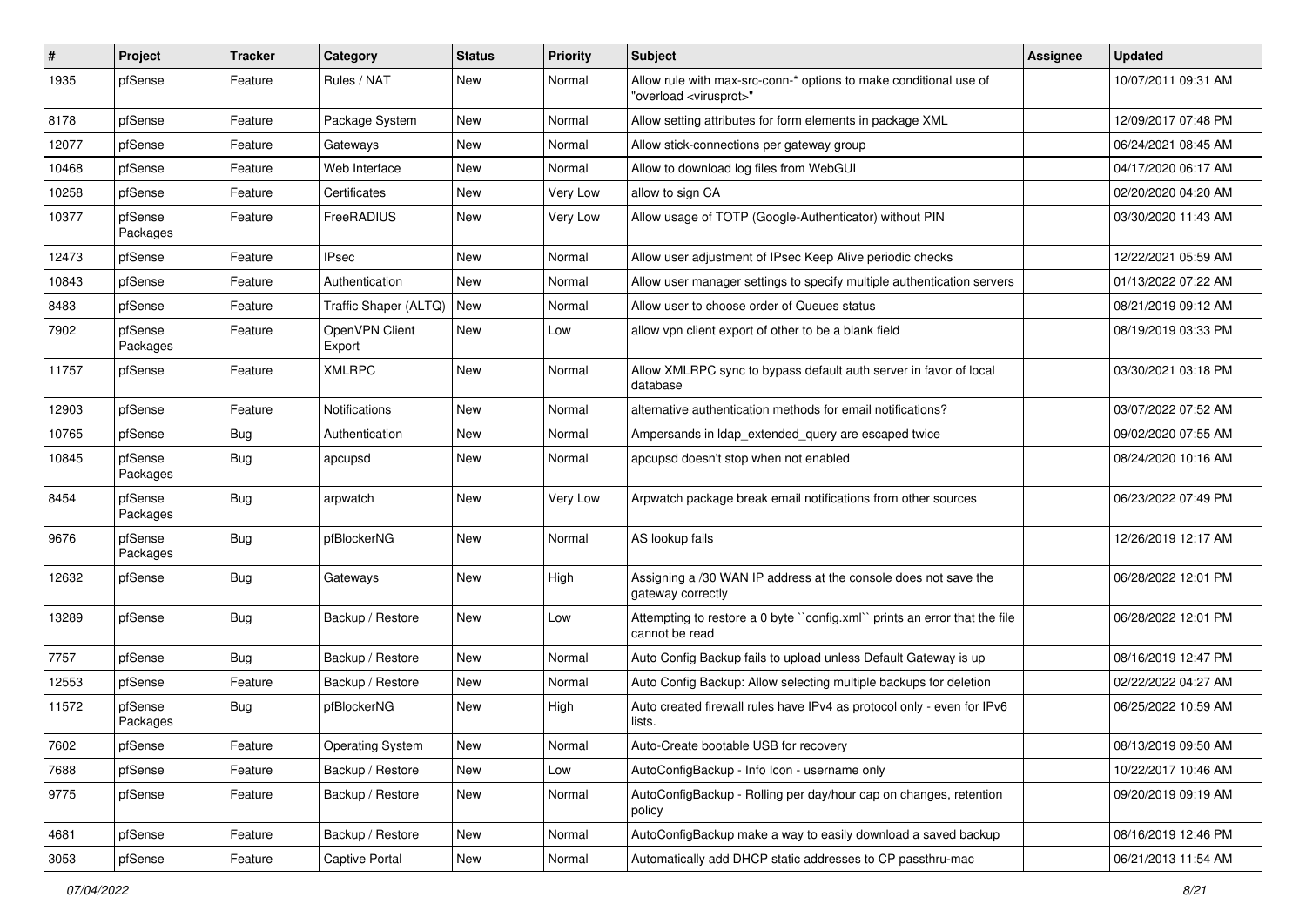| # | Project | Tracker | Category | Status | Priority | Subject | Assignee | Updated |
|---|---|---|---|---|---|---|---|---|
| 1935 | pfSense | Feature | Rules / NAT | New | Normal | Allow rule with max-src-conn-* options to make conditional use of "overload <virusprot>" | | 10/07/2011 09:31 AM |
| 8178 | pfSense | Feature | Package System | New | Normal | Allow setting attributes for form elements in package XML | | 12/09/2017 07:48 PM |
| 12077 | pfSense | Feature | Gateways | New | Normal | Allow stick-connections per gateway group | | 06/24/2021 08:45 AM |
| 10468 | pfSense | Feature | Web Interface | New | Normal | Allow to download log files from WebGUI | | 04/17/2020 06:17 AM |
| 10258 | pfSense | Feature | Certificates | New | Very Low | allow to sign CA | | 02/20/2020 04:20 AM |
| 10377 | pfSense Packages | Feature | FreeRADIUS | New | Very Low | Allow usage of TOTP (Google-Authenticator) without PIN | | 03/30/2020 11:43 AM |
| 12473 | pfSense | Feature | IPsec | New | Normal | Allow user adjustment of IPsec Keep Alive periodic checks | | 12/22/2021 05:59 AM |
| 10843 | pfSense | Feature | Authentication | New | Normal | Allow user manager settings to specify multiple authentication servers | | 01/13/2022 07:22 AM |
| 8483 | pfSense | Feature | Traffic Shaper (ALTQ) | New | Normal | Allow user to choose order of Queues status | | 08/21/2019 09:12 AM |
| 7902 | pfSense Packages | Feature | OpenVPN Client Export | New | Low | allow vpn client export of other to be a blank field | | 08/19/2019 03:33 PM |
| 11757 | pfSense | Feature | XMLRPC | New | Normal | Allow XMLRPC sync to bypass default auth server in favor of local database | | 03/30/2021 03:18 PM |
| 12903 | pfSense | Feature | Notifications | New | Normal | alternative authentication methods for email notifications? | | 03/07/2022 07:52 AM |
| 10765 | pfSense | Bug | Authentication | New | Normal | Ampersands in ldap_extended_query are escaped twice | | 09/02/2020 07:55 AM |
| 10845 | pfSense Packages | Bug | apcupsd | New | Normal | apcupsd doesn't stop when not enabled | | 08/24/2020 10:16 AM |
| 8454 | pfSense Packages | Bug | arpwatch | New | Very Low | Arpwatch package break email notifications from other sources | | 06/23/2022 07:49 PM |
| 9676 | pfSense Packages | Bug | pfBlockerNG | New | Normal | AS lookup fails | | 12/26/2019 12:17 AM |
| 12632 | pfSense | Bug | Gateways | New | High | Assigning a /30 WAN IP address at the console does not save the gateway correctly | | 06/28/2022 12:01 PM |
| 13289 | pfSense | Bug | Backup / Restore | New | Low | Attempting to restore a 0 byte ``config.xml`` prints an error that the file cannot be read | | 06/28/2022 12:01 PM |
| 7757 | pfSense | Bug | Backup / Restore | New | Normal | Auto Config Backup fails to upload unless Default Gateway is up | | 08/16/2019 12:47 PM |
| 12553 | pfSense | Feature | Backup / Restore | New | Normal | Auto Config Backup: Allow selecting multiple backups for deletion | | 02/22/2022 04:27 AM |
| 11572 | pfSense Packages | Bug | pfBlockerNG | New | High | Auto created firewall rules have IPv4 as protocol only - even for IPv6 lists. | | 06/25/2022 10:59 AM |
| 7602 | pfSense | Feature | Operating System | New | Normal | Auto-Create bootable USB for recovery | | 08/13/2019 09:50 AM |
| 7688 | pfSense | Feature | Backup / Restore | New | Low | AutoConfigBackup - Info Icon - username only | | 10/22/2017 10:46 AM |
| 9775 | pfSense | Feature | Backup / Restore | New | Normal | AutoConfigBackup - Rolling per day/hour cap on changes, retention policy | | 09/20/2019 09:19 AM |
| 4681 | pfSense | Feature | Backup / Restore | New | Normal | AutoConfigBackup make a way to easily download a saved backup | | 08/16/2019 12:46 PM |
| 3053 | pfSense | Feature | Captive Portal | New | Normal | Automatically add DHCP static addresses to CP passthru-mac | | 06/21/2013 11:54 AM |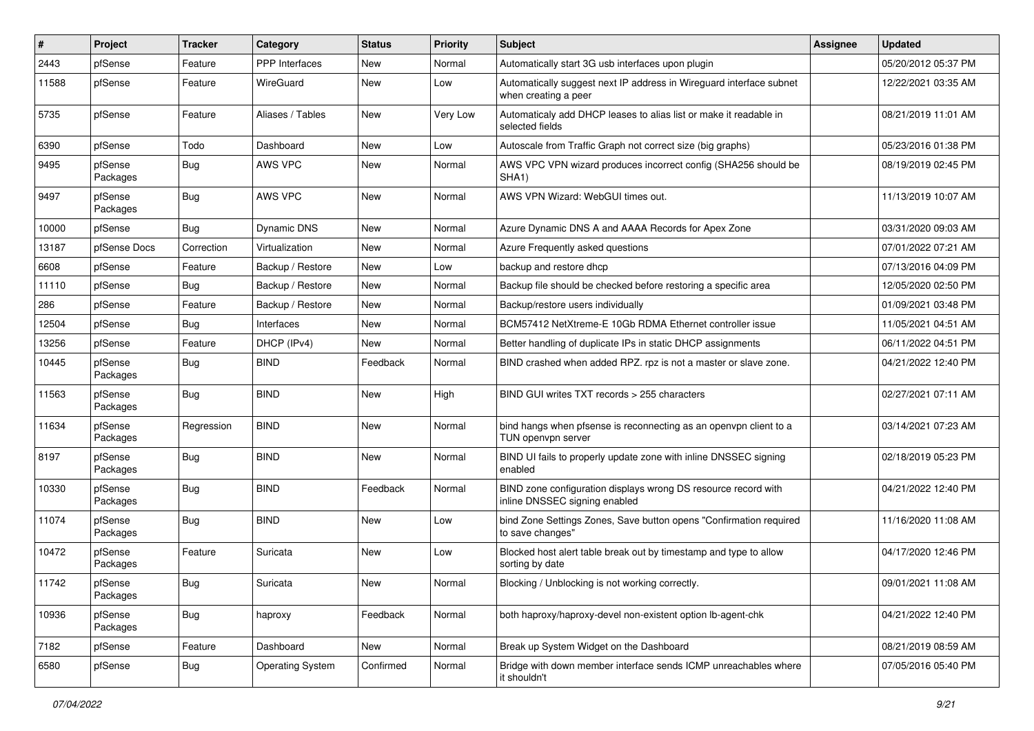| # | Project | Tracker | Category | Status | Priority | Subject | Assignee | Updated |
|---|---|---|---|---|---|---|---|---|
| 2443 | pfSense | Feature | PPP Interfaces | New | Normal | Automatically start 3G usb interfaces upon plugin | | 05/20/2012 05:37 PM |
| 11588 | pfSense | Feature | WireGuard | New | Low | Automatically suggest next IP address in Wireguard interface subnet when creating a peer | | 12/22/2021 03:35 AM |
| 5735 | pfSense | Feature | Aliases / Tables | New | Very Low | Automaticaly add DHCP leases to alias list or make it readable in selected fields | | 08/21/2019 11:01 AM |
| 6390 | pfSense | Todo | Dashboard | New | Low | Autoscale from Traffic Graph not correct size (big graphs) | | 05/23/2016 01:38 PM |
| 9495 | pfSense Packages | Bug | AWS VPC | New | Normal | AWS VPC VPN wizard produces incorrect config (SHA256 should be SHA1) | | 08/19/2019 02:45 PM |
| 9497 | pfSense Packages | Bug | AWS VPC | New | Normal | AWS VPN Wizard: WebGUI times out. | | 11/13/2019 10:07 AM |
| 10000 | pfSense | Bug | Dynamic DNS | New | Normal | Azure Dynamic DNS A and AAAA Records for Apex Zone | | 03/31/2020 09:03 AM |
| 13187 | pfSense Docs | Correction | Virtualization | New | Normal | Azure Frequently asked questions | | 07/01/2022 07:21 AM |
| 6608 | pfSense | Feature | Backup / Restore | New | Low | backup and restore dhcp | | 07/13/2016 04:09 PM |
| 11110 | pfSense | Bug | Backup / Restore | New | Normal | Backup file should be checked before restoring a specific area | | 12/05/2020 02:50 PM |
| 286 | pfSense | Feature | Backup / Restore | New | Normal | Backup/restore users individually | | 01/09/2021 03:48 PM |
| 12504 | pfSense | Bug | Interfaces | New | Normal | BCM57412 NetXtreme-E 10Gb RDMA Ethernet controller issue | | 11/05/2021 04:51 AM |
| 13256 | pfSense | Feature | DHCP (IPv4) | New | Normal | Better handling of duplicate IPs in static DHCP assignments | | 06/11/2022 04:51 PM |
| 10445 | pfSense Packages | Bug | BIND | Feedback | Normal | BIND crashed when added RPZ. rpz is not a master or slave zone. | | 04/21/2022 12:40 PM |
| 11563 | pfSense Packages | Bug | BIND | New | High | BIND GUI writes TXT records > 255 characters | | 02/27/2021 07:11 AM |
| 11634 | pfSense Packages | Regression | BIND | New | Normal | bind hangs when pfsense is reconnecting as an openvpn client to a TUN openvpn server | | 03/14/2021 07:23 AM |
| 8197 | pfSense Packages | Bug | BIND | New | Normal | BIND UI fails to properly update zone with inline DNSSEC signing enabled | | 02/18/2019 05:23 PM |
| 10330 | pfSense Packages | Bug | BIND | Feedback | Normal | BIND zone configuration displays wrong DS resource record with inline DNSSEC signing enabled | | 04/21/2022 12:40 PM |
| 11074 | pfSense Packages | Bug | BIND | New | Low | bind Zone Settings Zones, Save button opens "Confirmation required to save changes" | | 11/16/2020 11:08 AM |
| 10472 | pfSense Packages | Feature | Suricata | New | Low | Blocked host alert table break out by timestamp and type to allow sorting by date | | 04/17/2020 12:46 PM |
| 11742 | pfSense Packages | Bug | Suricata | New | Normal | Blocking / Unblocking is not working correctly. | | 09/01/2021 11:08 AM |
| 10936 | pfSense Packages | Bug | haproxy | Feedback | Normal | both haproxy/haproxy-devel non-existent option lb-agent-chk | | 04/21/2022 12:40 PM |
| 7182 | pfSense | Feature | Dashboard | New | Normal | Break up System Widget on the Dashboard | | 08/21/2019 08:59 AM |
| 6580 | pfSense | Bug | Operating System | Confirmed | Normal | Bridge with down member interface sends ICMP unreachables where it shouldn't | | 07/05/2016 05:40 PM |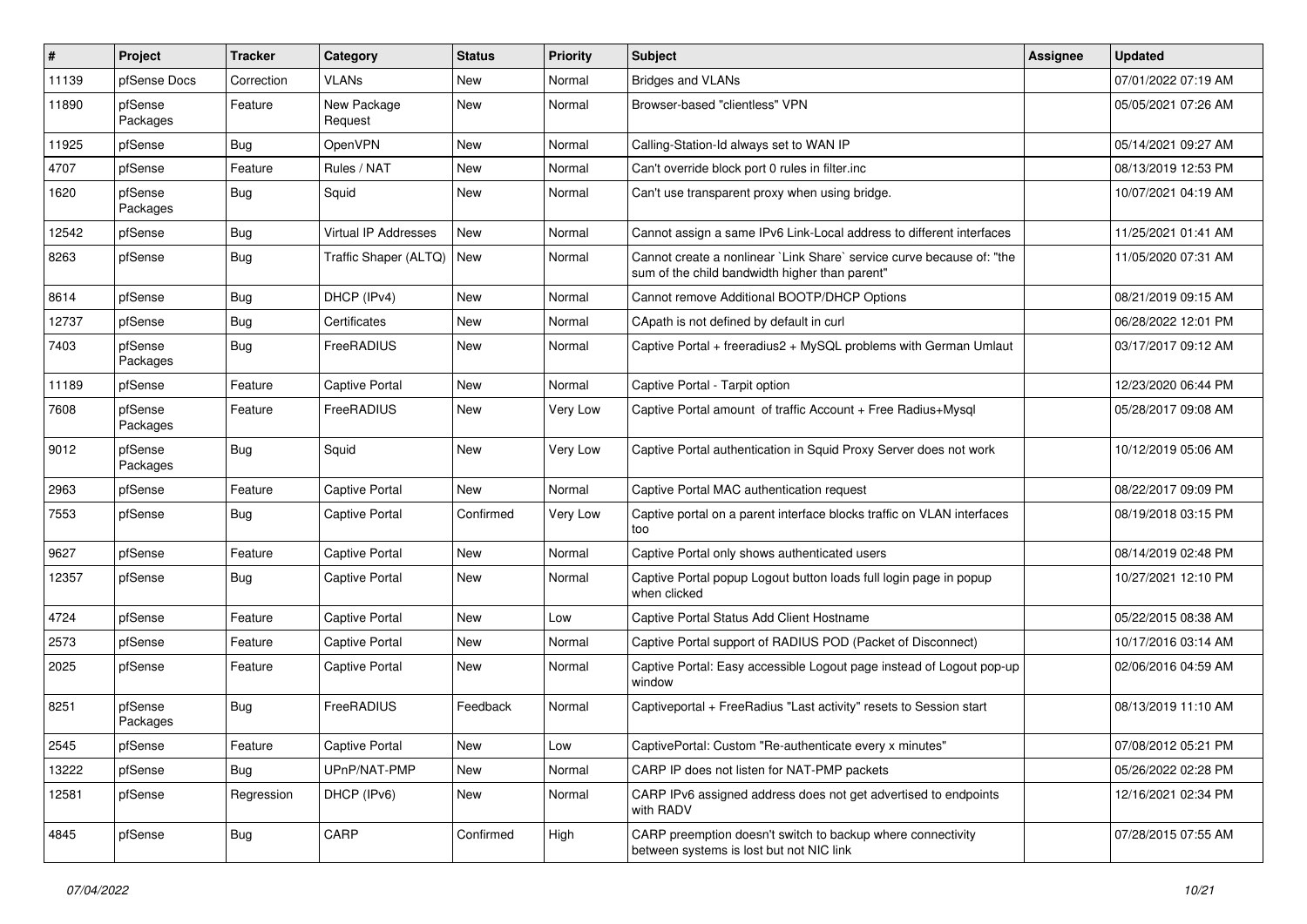| # | Project | Tracker | Category | Status | Priority | Subject | Assignee | Updated |
|---|---|---|---|---|---|---|---|---|
| 11139 | pfSense Docs | Correction | VLANs | New | Normal | Bridges and VLANs | | 07/01/2022 07:19 AM |
| 11890 | pfSense Packages | Feature | New Package Request | New | Normal | Browser-based "clientless" VPN | | 05/05/2021 07:26 AM |
| 11925 | pfSense | Bug | OpenVPN | New | Normal | Calling-Station-Id always set to WAN IP | | 05/14/2021 09:27 AM |
| 4707 | pfSense | Feature | Rules / NAT | New | Normal | Can't override block port 0 rules in filter.inc | | 08/13/2019 12:53 PM |
| 1620 | pfSense Packages | Bug | Squid | New | Normal | Can't use transparent proxy when using bridge. | | 10/07/2021 04:19 AM |
| 12542 | pfSense | Bug | Virtual IP Addresses | New | Normal | Cannot assign a same IPv6 Link-Local address to different interfaces | | 11/25/2021 01:41 AM |
| 8263 | pfSense | Bug | Traffic Shaper (ALTQ) | New | Normal | Cannot create a nonlinear `Link Share` service curve because of: "the sum of the child bandwidth higher than parent" | | 11/05/2020 07:31 AM |
| 8614 | pfSense | Bug | DHCP (IPv4) | New | Normal | Cannot remove Additional BOOTP/DHCP Options | | 08/21/2019 09:15 AM |
| 12737 | pfSense | Bug | Certificates | New | Normal | CApath is not defined by default in curl | | 06/28/2022 12:01 PM |
| 7403 | pfSense Packages | Bug | FreeRADIUS | New | Normal | Captive Portal + freeradius2 + MySQL problems with German Umlaut | | 03/17/2017 09:12 AM |
| 11189 | pfSense | Feature | Captive Portal | New | Normal | Captive Portal - Tarpit option | | 12/23/2020 06:44 PM |
| 7608 | pfSense Packages | Feature | FreeRADIUS | New | Very Low | Captive Portal amount of traffic Account + Free Radius+Mysql | | 05/28/2017 09:08 AM |
| 9012 | pfSense Packages | Bug | Squid | New | Very Low | Captive Portal authentication in Squid Proxy Server does not work | | 10/12/2019 05:06 AM |
| 2963 | pfSense | Feature | Captive Portal | New | Normal | Captive Portal MAC authentication request | | 08/22/2017 09:09 PM |
| 7553 | pfSense | Bug | Captive Portal | Confirmed | Very Low | Captive portal on a parent interface blocks traffic on VLAN interfaces too | | 08/19/2018 03:15 PM |
| 9627 | pfSense | Feature | Captive Portal | New | Normal | Captive Portal only shows authenticated users | | 08/14/2019 02:48 PM |
| 12357 | pfSense | Bug | Captive Portal | New | Normal | Captive Portal popup Logout button loads full login page in popup when clicked | | 10/27/2021 12:10 PM |
| 4724 | pfSense | Feature | Captive Portal | New | Low | Captive Portal Status Add Client Hostname | | 05/22/2015 08:38 AM |
| 2573 | pfSense | Feature | Captive Portal | New | Normal | Captive Portal support of RADIUS POD (Packet of Disconnect) | | 10/17/2016 03:14 AM |
| 2025 | pfSense | Feature | Captive Portal | New | Normal | Captive Portal: Easy accessible Logout page instead of Logout pop-up window | | 02/06/2016 04:59 AM |
| 8251 | pfSense Packages | Bug | FreeRADIUS | Feedback | Normal | Captiveportal + FreeRadius "Last activity" resets to Session start | | 08/13/2019 11:10 AM |
| 2545 | pfSense | Feature | Captive Portal | New | Low | CaptivePortal: Custom "Re-authenticate every x minutes" | | 07/08/2012 05:21 PM |
| 13222 | pfSense | Bug | UPnP/NAT-PMP | New | Normal | CARP IP does not listen for NAT-PMP packets | | 05/26/2022 02:28 PM |
| 12581 | pfSense | Regression | DHCP (IPv6) | New | Normal | CARP IPv6 assigned address does not get advertised to endpoints with RADV | | 12/16/2021 02:34 PM |
| 4845 | pfSense | Bug | CARP | Confirmed | High | CARP preemption doesn't switch to backup where connectivity between systems is lost but not NIC link | | 07/28/2015 07:55 AM |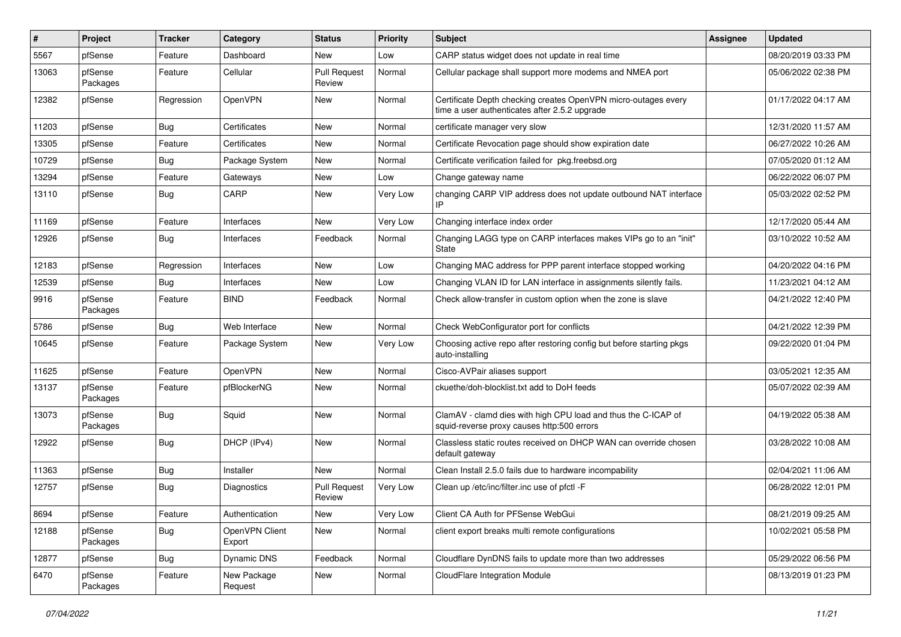| # | Project | Tracker | Category | Status | Priority | Subject | Assignee | Updated |
|---|---|---|---|---|---|---|---|---|
| 5567 | pfSense | Feature | Dashboard | New | Low | CARP status widget does not update in real time | | 08/20/2019 03:33 PM |
| 13063 | pfSense Packages | Feature | Cellular | Pull Request Review | Normal | Cellular package shall support more modems and NMEA port | | 05/06/2022 02:38 PM |
| 12382 | pfSense | Regression | OpenVPN | New | Normal | Certificate Depth checking creates OpenVPN micro-outages every time a user authenticates after 2.5.2 upgrade | | 01/17/2022 04:17 AM |
| 11203 | pfSense | Bug | Certificates | New | Normal | certificate manager very slow | | 12/31/2020 11:57 AM |
| 13305 | pfSense | Feature | Certificates | New | Normal | Certificate Revocation page should show expiration date | | 06/27/2022 10:26 AM |
| 10729 | pfSense | Bug | Package System | New | Normal | Certificate verification failed for pkg.freebsd.org | | 07/05/2020 01:12 AM |
| 13294 | pfSense | Feature | Gateways | New | Low | Change gateway name | | 06/22/2022 06:07 PM |
| 13110 | pfSense | Bug | CARP | New | Very Low | changing CARP VIP address does not update outbound NAT interface IP | | 05/03/2022 02:52 PM |
| 11169 | pfSense | Feature | Interfaces | New | Very Low | Changing interface index order | | 12/17/2020 05:44 AM |
| 12926 | pfSense | Bug | Interfaces | Feedback | Normal | Changing LAGG type on CARP interfaces makes VIPs go to an "init" State | | 03/10/2022 10:52 AM |
| 12183 | pfSense | Regression | Interfaces | New | Low | Changing MAC address for PPP parent interface stopped working | | 04/20/2022 04:16 PM |
| 12539 | pfSense | Bug | Interfaces | New | Low | Changing VLAN ID for LAN interface in assignments silently fails. | | 11/23/2021 04:12 AM |
| 9916 | pfSense Packages | Feature | BIND | Feedback | Normal | Check allow-transfer in custom option when the zone is slave | | 04/21/2022 12:40 PM |
| 5786 | pfSense | Bug | Web Interface | New | Normal | Check WebConfigurator port for conflicts | | 04/21/2022 12:39 PM |
| 10645 | pfSense | Feature | Package System | New | Very Low | Choosing active repo after restoring config but before starting pkgs auto-installing | | 09/22/2020 01:04 PM |
| 11625 | pfSense | Feature | OpenVPN | New | Normal | Cisco-AVPair aliases support | | 03/05/2021 12:35 AM |
| 13137 | pfSense Packages | Feature | pfBlockerNG | New | Normal | ckuethe/doh-blocklist.txt add to DoH feeds | | 05/07/2022 02:39 AM |
| 13073 | pfSense Packages | Bug | Squid | New | Normal | ClamAV - clamd dies with high CPU load and thus the C-ICAP of squid-reverse proxy causes http:500 errors | | 04/19/2022 05:38 AM |
| 12922 | pfSense | Bug | DHCP (IPv4) | New | Normal | Classless static routes received on DHCP WAN can override chosen default gateway | | 03/28/2022 10:08 AM |
| 11363 | pfSense | Bug | Installer | New | Normal | Clean Install 2.5.0 fails due to hardware incompability | | 02/04/2021 11:06 AM |
| 12757 | pfSense | Bug | Diagnostics | Pull Request Review | Very Low | Clean up /etc/inc/filter.inc use of pfctl -F | | 06/28/2022 12:01 PM |
| 8694 | pfSense | Feature | Authentication | New | Very Low | Client CA Auth for PFSense WebGui | | 08/21/2019 09:25 AM |
| 12188 | pfSense Packages | Bug | OpenVPN Client Export | New | Normal | client export breaks multi remote configurations | | 10/02/2021 05:58 PM |
| 12877 | pfSense | Bug | Dynamic DNS | Feedback | Normal | Cloudflare DynDNS fails to update more than two addresses | | 05/29/2022 06:56 PM |
| 6470 | pfSense Packages | Feature | New Package Request | New | Normal | CloudFlare Integration Module | | 08/13/2019 01:23 PM |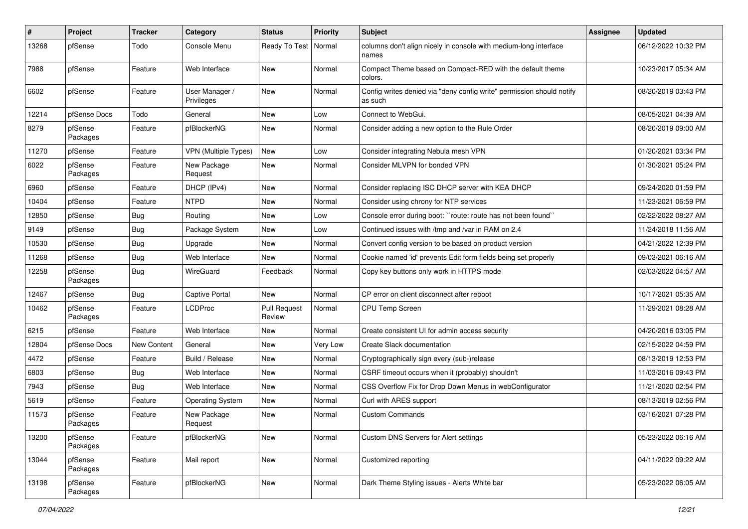| # | Project | Tracker | Category | Status | Priority | Subject | Assignee | Updated |
|---|---|---|---|---|---|---|---|---|
| 13268 | pfSense | Todo | Console Menu | Ready To Test | Normal | columns don't align nicely in console with medium-long interface names | | 06/12/2022 10:32 PM |
| 7988 | pfSense | Feature | Web Interface | New | Normal | Compact Theme based on Compact-RED with the default theme colors. | | 10/23/2017 05:34 AM |
| 6602 | pfSense | Feature | User Manager / Privileges | New | Normal | Config writes denied via "deny config write" permission should notify as such | | 08/20/2019 03:43 PM |
| 12214 | pfSense Docs | Todo | General | New | Low | Connect to WebGui. | | 08/05/2021 04:39 AM |
| 8279 | pfSense Packages | Feature | pfBlockerNG | New | Normal | Consider adding a new option to the Rule Order | | 08/20/2019 09:00 AM |
| 11270 | pfSense | Feature | VPN (Multiple Types) | New | Low | Consider integrating Nebula mesh VPN | | 01/20/2021 03:34 PM |
| 6022 | pfSense Packages | Feature | New Package Request | New | Normal | Consider MLVPN for bonded VPN | | 01/30/2021 05:24 PM |
| 6960 | pfSense | Feature | DHCP (IPv4) | New | Normal | Consider replacing ISC DHCP server with KEA DHCP | | 09/24/2020 01:59 PM |
| 10404 | pfSense | Feature | NTPD | New | Normal | Consider using chrony for NTP services | | 11/23/2021 06:59 PM |
| 12850 | pfSense | Bug | Routing | New | Low | Console error during boot: ``route: route has not been found`` | | 02/22/2022 08:27 AM |
| 9149 | pfSense | Bug | Package System | New | Low | Continued issues with /tmp and /var in RAM on 2.4 | | 11/24/2018 11:56 AM |
| 10530 | pfSense | Bug | Upgrade | New | Normal | Convert config version to be based on product version | | 04/21/2022 12:39 PM |
| 11268 | pfSense | Bug | Web Interface | New | Normal | Cookie named 'id' prevents Edit form fields being set properly | | 09/03/2021 06:16 AM |
| 12258 | pfSense Packages | Bug | WireGuard | Feedback | Normal | Copy key buttons only work in HTTPS mode | | 02/03/2022 04:57 AM |
| 12467 | pfSense | Bug | Captive Portal | New | Normal | CP error on client disconnect after reboot | | 10/17/2021 05:35 AM |
| 10462 | pfSense Packages | Feature | LCDProc | Pull Request Review | Normal | CPU Temp Screen | | 11/29/2021 08:28 AM |
| 6215 | pfSense | Feature | Web Interface | New | Normal | Create consistent UI for admin access security | | 04/20/2016 03:05 PM |
| 12804 | pfSense Docs | New Content | General | New | Very Low | Create Slack documentation | | 02/15/2022 04:59 PM |
| 4472 | pfSense | Feature | Build / Release | New | Normal | Cryptographically sign every (sub-)release | | 08/13/2019 12:53 PM |
| 6803 | pfSense | Bug | Web Interface | New | Normal | CSRF timeout occurs when it (probably) shouldn't | | 11/03/2016 09:43 PM |
| 7943 | pfSense | Bug | Web Interface | New | Normal | CSS Overflow Fix for Drop Down Menus in webConfigurator | | 11/21/2020 02:54 PM |
| 5619 | pfSense | Feature | Operating System | New | Normal | Curl with ARES support | | 08/13/2019 02:56 PM |
| 11573 | pfSense Packages | Feature | New Package Request | New | Normal | Custom Commands | | 03/16/2021 07:28 PM |
| 13200 | pfSense Packages | Feature | pfBlockerNG | New | Normal | Custom DNS Servers for Alert settings | | 05/23/2022 06:16 AM |
| 13044 | pfSense Packages | Feature | Mail report | New | Normal | Customized reporting | | 04/11/2022 09:22 AM |
| 13198 | pfSense Packages | Feature | pfBlockerNG | New | Normal | Dark Theme Styling issues - Alerts White bar | | 05/23/2022 06:05 AM |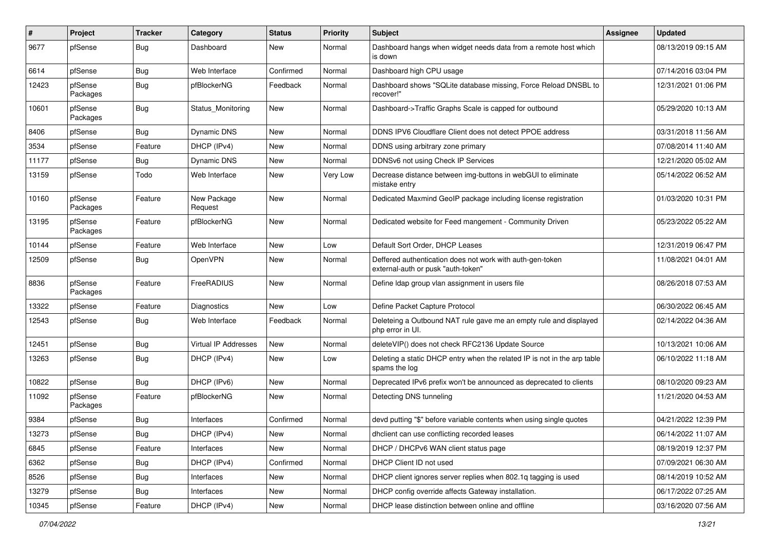| # | Project | Tracker | Category | Status | Priority | Subject | Assignee | Updated |
|---|---|---|---|---|---|---|---|---|
| 9677 | pfSense | Bug | Dashboard | New | Normal | Dashboard hangs when widget needs data from a remote host which is down | | 08/13/2019 09:15 AM |
| 6614 | pfSense | Bug | Web Interface | Confirmed | Normal | Dashboard high CPU usage | | 07/14/2016 03:04 PM |
| 12423 | pfSense Packages | Bug | pfBlockerNG | Feedback | Normal | Dashboard shows "SQLite database missing, Force Reload DNSBL to recover!" | | 12/31/2021 01:06 PM |
| 10601 | pfSense Packages | Bug | Status_Monitoring | New | Normal | Dashboard->Traffic Graphs Scale is capped for outbound | | 05/29/2020 10:13 AM |
| 8406 | pfSense | Bug | Dynamic DNS | New | Normal | DDNS IPV6 Cloudflare Client does not detect PPOE address | | 03/31/2018 11:56 AM |
| 3534 | pfSense | Feature | DHCP (IPv4) | New | Normal | DDNS using arbitrary zone primary | | 07/08/2014 11:40 AM |
| 11177 | pfSense | Bug | Dynamic DNS | New | Normal | DDNSv6 not using Check IP Services | | 12/21/2020 05:02 AM |
| 13159 | pfSense | Todo | Web Interface | New | Very Low | Decrease distance between img-buttons in webGUI to eliminate mistake entry | | 05/14/2022 06:52 AM |
| 10160 | pfSense Packages | Feature | New Package Request | New | Normal | Dedicated Maxmind GeoIP package including license registration | | 01/03/2020 10:31 PM |
| 13195 | pfSense Packages | Feature | pfBlockerNG | New | Normal | Dedicated website for Feed mangement - Community Driven | | 05/23/2022 05:22 AM |
| 10144 | pfSense | Feature | Web Interface | New | Low | Default Sort Order, DHCP Leases | | 12/31/2019 06:47 PM |
| 12509 | pfSense | Bug | OpenVPN | New | Normal | Deffered authentication does not work with auth-gen-token external-auth or pusk "auth-token" | | 11/08/2021 04:01 AM |
| 8836 | pfSense Packages | Feature | FreeRADIUS | New | Normal | Define ldap group vlan assignment in users file | | 08/26/2018 07:53 AM |
| 13322 | pfSense | Feature | Diagnostics | New | Low | Define Packet Capture Protocol | | 06/30/2022 06:45 AM |
| 12543 | pfSense | Bug | Web Interface | Feedback | Normal | Deleteing a Outbound NAT rule gave me an empty rule and displayed php error in UI. | | 02/14/2022 04:36 AM |
| 12451 | pfSense | Bug | Virtual IP Addresses | New | Normal | deleteVIP() does not check RFC2136 Update Source | | 10/13/2021 10:06 AM |
| 13263 | pfSense | Bug | DHCP (IPv4) | New | Low | Deleting a static DHCP entry when the related IP is not in the arp table spams the log | | 06/10/2022 11:18 AM |
| 10822 | pfSense | Bug | DHCP (IPv6) | New | Normal | Deprecated IPv6 prefix won't be announced as deprecated to clients | | 08/10/2020 09:23 AM |
| 11092 | pfSense Packages | Feature | pfBlockerNG | New | Normal | Detecting DNS tunneling | | 11/21/2020 04:53 AM |
| 9384 | pfSense | Bug | Interfaces | Confirmed | Normal | devd putting "$" before variable contents when using single quotes | | 04/21/2022 12:39 PM |
| 13273 | pfSense | Bug | DHCP (IPv4) | New | Normal | dhclient can use conflicting recorded leases | | 06/14/2022 11:07 AM |
| 6845 | pfSense | Feature | Interfaces | New | Normal | DHCP / DHCPv6 WAN client status page | | 08/19/2019 12:37 PM |
| 6362 | pfSense | Bug | DHCP (IPv4) | Confirmed | Normal | DHCP Client ID not used | | 07/09/2021 06:30 AM |
| 8526 | pfSense | Bug | Interfaces | New | Normal | DHCP client ignores server replies when 802.1q tagging is used | | 08/14/2019 10:52 AM |
| 13279 | pfSense | Bug | Interfaces | New | Normal | DHCP config override affects Gateway installation. | | 06/17/2022 07:25 AM |
| 10345 | pfSense | Feature | DHCP (IPv4) | New | Normal | DHCP lease distinction between online and offline | | 03/16/2020 07:56 AM |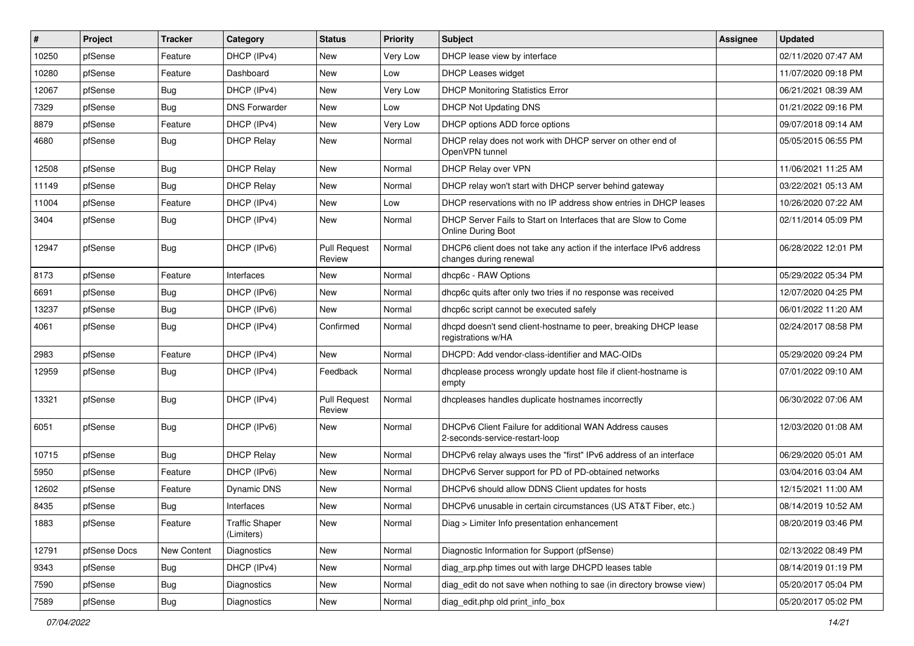| # | Project | Tracker | Category | Status | Priority | Subject | Assignee | Updated |
|---|---|---|---|---|---|---|---|---|
| 10250 | pfSense | Feature | DHCP (IPv4) | New | Very Low | DHCP lease view by interface | | 02/11/2020 07:47 AM |
| 10280 | pfSense | Feature | Dashboard | New | Low | DHCP Leases widget | | 11/07/2020 09:18 PM |
| 12067 | pfSense | Bug | DHCP (IPv4) | New | Very Low | DHCP Monitoring Statistics Error | | 06/21/2021 08:39 AM |
| 7329 | pfSense | Bug | DNS Forwarder | New | Low | DHCP Not Updating DNS | | 01/21/2022 09:16 PM |
| 8879 | pfSense | Feature | DHCP (IPv4) | New | Very Low | DHCP options ADD force options | | 09/07/2018 09:14 AM |
| 4680 | pfSense | Bug | DHCP Relay | New | Normal | DHCP relay does not work with DHCP server on other end of OpenVPN tunnel | | 05/05/2015 06:55 PM |
| 12508 | pfSense | Bug | DHCP Relay | New | Normal | DHCP Relay over VPN | | 11/06/2021 11:25 AM |
| 11149 | pfSense | Bug | DHCP Relay | New | Normal | DHCP relay won't start with DHCP server behind gateway | | 03/22/2021 05:13 AM |
| 11004 | pfSense | Feature | DHCP (IPv4) | New | Low | DHCP reservations with no IP address show entries in DHCP leases | | 10/26/2020 07:22 AM |
| 3404 | pfSense | Bug | DHCP (IPv4) | New | Normal | DHCP Server Fails to Start on Interfaces that are Slow to Come Online During Boot | | 02/11/2014 05:09 PM |
| 12947 | pfSense | Bug | DHCP (IPv6) | Pull Request Review | Normal | DHCP6 client does not take any action if the interface IPv6 address changes during renewal | | 06/28/2022 12:01 PM |
| 8173 | pfSense | Feature | Interfaces | New | Normal | dhcp6c - RAW Options | | 05/29/2022 05:34 PM |
| 6691 | pfSense | Bug | DHCP (IPv6) | New | Normal | dhcp6c quits after only two tries if no response was received | | 12/07/2020 04:25 PM |
| 13237 | pfSense | Bug | DHCP (IPv6) | New | Normal | dhcp6c script cannot be executed safely | | 06/01/2022 11:20 AM |
| 4061 | pfSense | Bug | DHCP (IPv4) | Confirmed | Normal | dhcpd doesn't send client-hostname to peer, breaking DHCP lease registrations w/HA | | 02/24/2017 08:58 PM |
| 2983 | pfSense | Feature | DHCP (IPv4) | New | Normal | DHCPD: Add vendor-class-identifier and MAC-OIDs | | 05/29/2020 09:24 PM |
| 12959 | pfSense | Bug | DHCP (IPv4) | Feedback | Normal | dhcplease process wrongly update host file if client-hostname is empty | | 07/01/2022 09:10 AM |
| 13321 | pfSense | Bug | DHCP (IPv4) | Pull Request Review | Normal | dhcpleases handles duplicate hostnames incorrectly | | 06/30/2022 07:06 AM |
| 6051 | pfSense | Bug | DHCP (IPv6) | New | Normal | DHCPv6 Client Failure for additional WAN Address causes 2-seconds-service-restart-loop | | 12/03/2020 01:08 AM |
| 10715 | pfSense | Bug | DHCP Relay | New | Normal | DHCPv6 relay always uses the "first" IPv6 address of an interface | | 06/29/2020 05:01 AM |
| 5950 | pfSense | Feature | DHCP (IPv6) | New | Normal | DHCPv6 Server support for PD of PD-obtained networks | | 03/04/2016 03:04 AM |
| 12602 | pfSense | Feature | Dynamic DNS | New | Normal | DHCPv6 should allow DDNS Client updates for hosts | | 12/15/2021 11:00 AM |
| 8435 | pfSense | Bug | Interfaces | New | Normal | DHCPv6 unusable in certain circumstances (US AT&T Fiber, etc.) | | 08/14/2019 10:52 AM |
| 1883 | pfSense | Feature | Traffic Shaper (Limiters) | New | Normal | Diag > Limiter Info presentation enhancement | | 08/20/2019 03:46 PM |
| 12791 | pfSense Docs | New Content | Diagnostics | New | Normal | Diagnostic Information for Support (pfSense) | | 02/13/2022 08:49 PM |
| 9343 | pfSense | Bug | DHCP (IPv4) | New | Normal | diag_arp.php times out with large DHCPD leases table | | 08/14/2019 01:19 PM |
| 7590 | pfSense | Bug | Diagnostics | New | Normal | diag_edit do not save when nothing to sae (in directory browse view) | | 05/20/2017 05:04 PM |
| 7589 | pfSense | Bug | Diagnostics | New | Normal | diag_edit.php old print_info_box | | 05/20/2017 05:02 PM |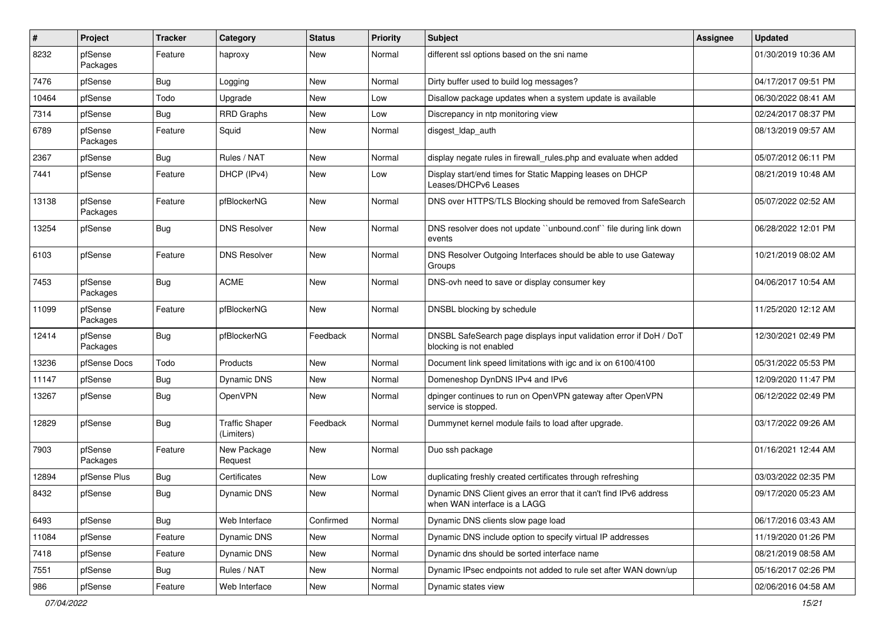| # | Project | Tracker | Category | Status | Priority | Subject | Assignee | Updated |
|---|---|---|---|---|---|---|---|---|
| 8232 | pfSense Packages | Feature | haproxy | New | Normal | different ssl options based on the sni name | | 01/30/2019 10:36 AM |
| 7476 | pfSense | Bug | Logging | New | Normal | Dirty buffer used to build log messages? | | 04/17/2017 09:51 PM |
| 10464 | pfSense | Todo | Upgrade | New | Low | Disallow package updates when a system update is available | | 06/30/2022 08:41 AM |
| 7314 | pfSense | Bug | RRD Graphs | New | Low | Discrepancy in ntp monitoring view | | 02/24/2017 08:37 PM |
| 6789 | pfSense Packages | Feature | Squid | New | Normal | disgest_ldap_auth | | 08/13/2019 09:57 AM |
| 2367 | pfSense | Bug | Rules / NAT | New | Normal | display negate rules in firewall_rules.php and evaluate when added | | 05/07/2012 06:11 PM |
| 7441 | pfSense | Feature | DHCP (IPv4) | New | Low | Display start/end times for Static Mapping leases on DHCP Leases/DHCPv6 Leases | | 08/21/2019 10:48 AM |
| 13138 | pfSense Packages | Feature | pfBlockerNG | New | Normal | DNS over HTTPS/TLS Blocking should be removed from SafeSearch | | 05/07/2022 02:52 AM |
| 13254 | pfSense | Bug | DNS Resolver | New | Normal | DNS resolver does not update ``unbound.conf`` file during link down events | | 06/28/2022 12:01 PM |
| 6103 | pfSense | Feature | DNS Resolver | New | Normal | DNS Resolver Outgoing Interfaces should be able to use Gateway Groups | | 10/21/2019 08:02 AM |
| 7453 | pfSense Packages | Bug | ACME | New | Normal | DNS-ovh need to save or display consumer key | | 04/06/2017 10:54 AM |
| 11099 | pfSense Packages | Feature | pfBlockerNG | New | Normal | DNSBL blocking by schedule | | 11/25/2020 12:12 AM |
| 12414 | pfSense Packages | Bug | pfBlockerNG | Feedback | Normal | DNSBL SafeSearch page displays input validation error if DoH / DoT blocking is not enabled | | 12/30/2021 02:49 PM |
| 13236 | pfSense Docs | Todo | Products | New | Normal | Document link speed limitations with igc and ix on 6100/4100 | | 05/31/2022 05:53 PM |
| 11147 | pfSense | Bug | Dynamic DNS | New | Normal | Domeneshop DynDNS IPv4 and IPv6 | | 12/09/2020 11:47 PM |
| 13267 | pfSense | Bug | OpenVPN | New | Normal | dpinger continues to run on OpenVPN gateway after OpenVPN service is stopped. | | 06/12/2022 02:49 PM |
| 12829 | pfSense | Bug | Traffic Shaper (Limiters) | Feedback | Normal | Dummynet kernel module fails to load after upgrade. | | 03/17/2022 09:26 AM |
| 7903 | pfSense Packages | Feature | New Package Request | New | Normal | Duo ssh package | | 01/16/2021 12:44 AM |
| 12894 | pfSense Plus | Bug | Certificates | New | Low | duplicating freshly created certificates through refreshing | | 03/03/2022 02:35 PM |
| 8432 | pfSense | Bug | Dynamic DNS | New | Normal | Dynamic DNS Client gives an error that it can't find IPv6 address when WAN interface is a LAGG | | 09/17/2020 05:23 AM |
| 6493 | pfSense | Bug | Web Interface | Confirmed | Normal | Dynamic DNS clients slow page load | | 06/17/2016 03:43 AM |
| 11084 | pfSense | Feature | Dynamic DNS | New | Normal | Dynamic DNS include option to specify virtual IP addresses | | 11/19/2020 01:26 PM |
| 7418 | pfSense | Feature | Dynamic DNS | New | Normal | Dynamic dns should be sorted interface name | | 08/21/2019 08:58 AM |
| 7551 | pfSense | Bug | Rules / NAT | New | Normal | Dynamic IPsec endpoints not added to rule set after WAN down/up | | 05/16/2017 02:26 PM |
| 986 | pfSense | Feature | Web Interface | New | Normal | Dynamic states view | | 02/06/2016 04:58 AM |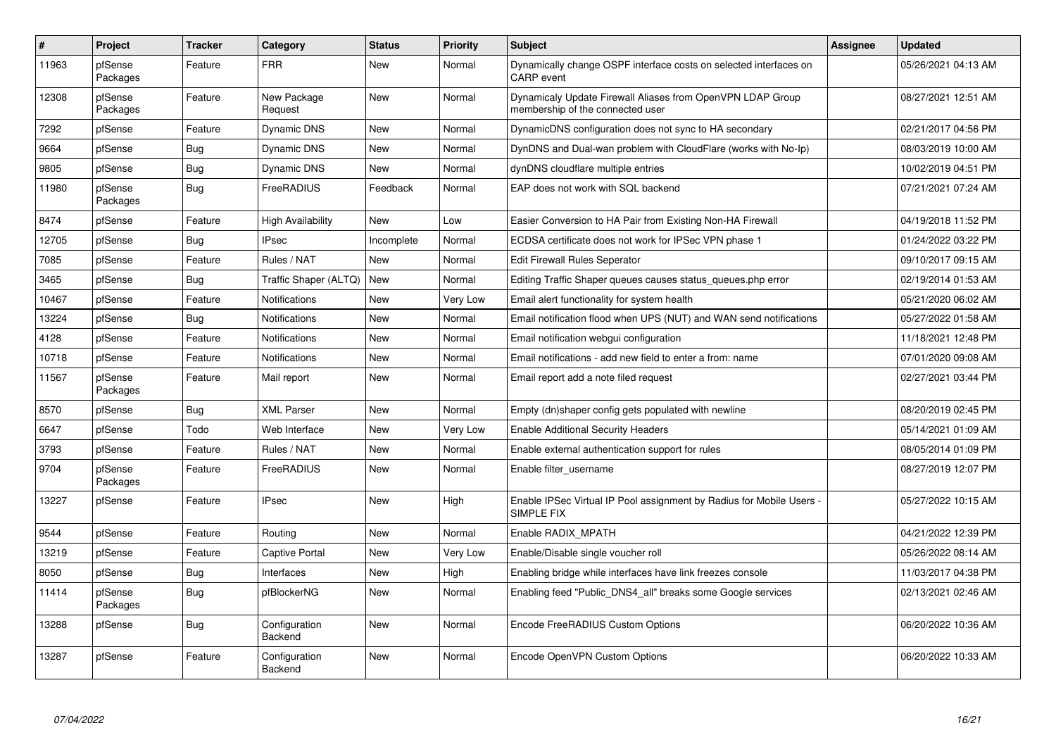| # | Project | Tracker | Category | Status | Priority | Subject | Assignee | Updated |
| --- | --- | --- | --- | --- | --- | --- | --- | --- |
| 11963 | pfSense Packages | Feature | FRR | New | Normal | Dynamically change OSPF interface costs on selected interfaces on CARP event | | 05/26/2021 04:13 AM |
| 12308 | pfSense Packages | Feature | New Package Request | New | Normal | Dynamicaly Update Firewall Aliases from OpenVPN LDAP Group membership of the connected user | | 08/27/2021 12:51 AM |
| 7292 | pfSense | Feature | Dynamic DNS | New | Normal | DynamicDNS configuration does not sync to HA secondary | | 02/21/2017 04:56 PM |
| 9664 | pfSense | Bug | Dynamic DNS | New | Normal | DynDNS and Dual-wan problem with CloudFlare (works with No-Ip) | | 08/03/2019 10:00 AM |
| 9805 | pfSense | Bug | Dynamic DNS | New | Normal | dynDNS cloudflare multiple entries | | 10/02/2019 04:51 PM |
| 11980 | pfSense Packages | Bug | FreeRADIUS | Feedback | Normal | EAP does not work with SQL backend | | 07/21/2021 07:24 AM |
| 8474 | pfSense | Feature | High Availability | New | Low | Easier Conversion to HA Pair from Existing Non-HA Firewall | | 04/19/2018 11:52 PM |
| 12705 | pfSense | Bug | IPsec | Incomplete | Normal | ECDSA certificate does not work for IPSec VPN phase 1 | | 01/24/2022 03:22 PM |
| 7085 | pfSense | Feature | Rules / NAT | New | Normal | Edit Firewall Rules Seperator | | 09/10/2017 09:15 AM |
| 3465 | pfSense | Bug | Traffic Shaper (ALTQ) | New | Normal | Editing Traffic Shaper queues causes status_queues.php error | | 02/19/2014 01:53 AM |
| 10467 | pfSense | Feature | Notifications | New | Very Low | Email alert functionality for system health | | 05/21/2020 06:02 AM |
| 13224 | pfSense | Bug | Notifications | New | Normal | Email notification flood when UPS (NUT) and WAN send notifications | | 05/27/2022 01:58 AM |
| 4128 | pfSense | Feature | Notifications | New | Normal | Email notification webgui configuration | | 11/18/2021 12:48 PM |
| 10718 | pfSense | Feature | Notifications | New | Normal | Email notifications - add new field to enter a from: name | | 07/01/2020 09:08 AM |
| 11567 | pfSense Packages | Feature | Mail report | New | Normal | Email report add a note filed request | | 02/27/2021 03:44 PM |
| 8570 | pfSense | Bug | XML Parser | New | Normal | Empty (dn)shaper config gets populated with newline | | 08/20/2019 02:45 PM |
| 6647 | pfSense | Todo | Web Interface | New | Very Low | Enable Additional Security Headers | | 05/14/2021 01:09 AM |
| 3793 | pfSense | Feature | Rules / NAT | New | Normal | Enable external authentication support for rules | | 08/05/2014 01:09 PM |
| 9704 | pfSense Packages | Feature | FreeRADIUS | New | Normal | Enable filter_username | | 08/27/2019 12:07 PM |
| 13227 | pfSense | Feature | IPsec | New | High | Enable IPSec Virtual IP Pool assignment by Radius for Mobile Users - SIMPLE FIX | | 05/27/2022 10:15 AM |
| 9544 | pfSense | Feature | Routing | New | Normal | Enable RADIX_MPATH | | 04/21/2022 12:39 PM |
| 13219 | pfSense | Feature | Captive Portal | New | Very Low | Enable/Disable single voucher roll | | 05/26/2022 08:14 AM |
| 8050 | pfSense | Bug | Interfaces | New | High | Enabling bridge while interfaces have link freezes console | | 11/03/2017 04:38 PM |
| 11414 | pfSense Packages | Bug | pfBlockerNG | New | Normal | Enabling feed "Public_DNS4_all" breaks some Google services | | 02/13/2021 02:46 AM |
| 13288 | pfSense | Bug | Configuration Backend | New | Normal | Encode FreeRADIUS Custom Options | | 06/20/2022 10:36 AM |
| 13287 | pfSense | Feature | Configuration Backend | New | Normal | Encode OpenVPN Custom Options | | 06/20/2022 10:33 AM |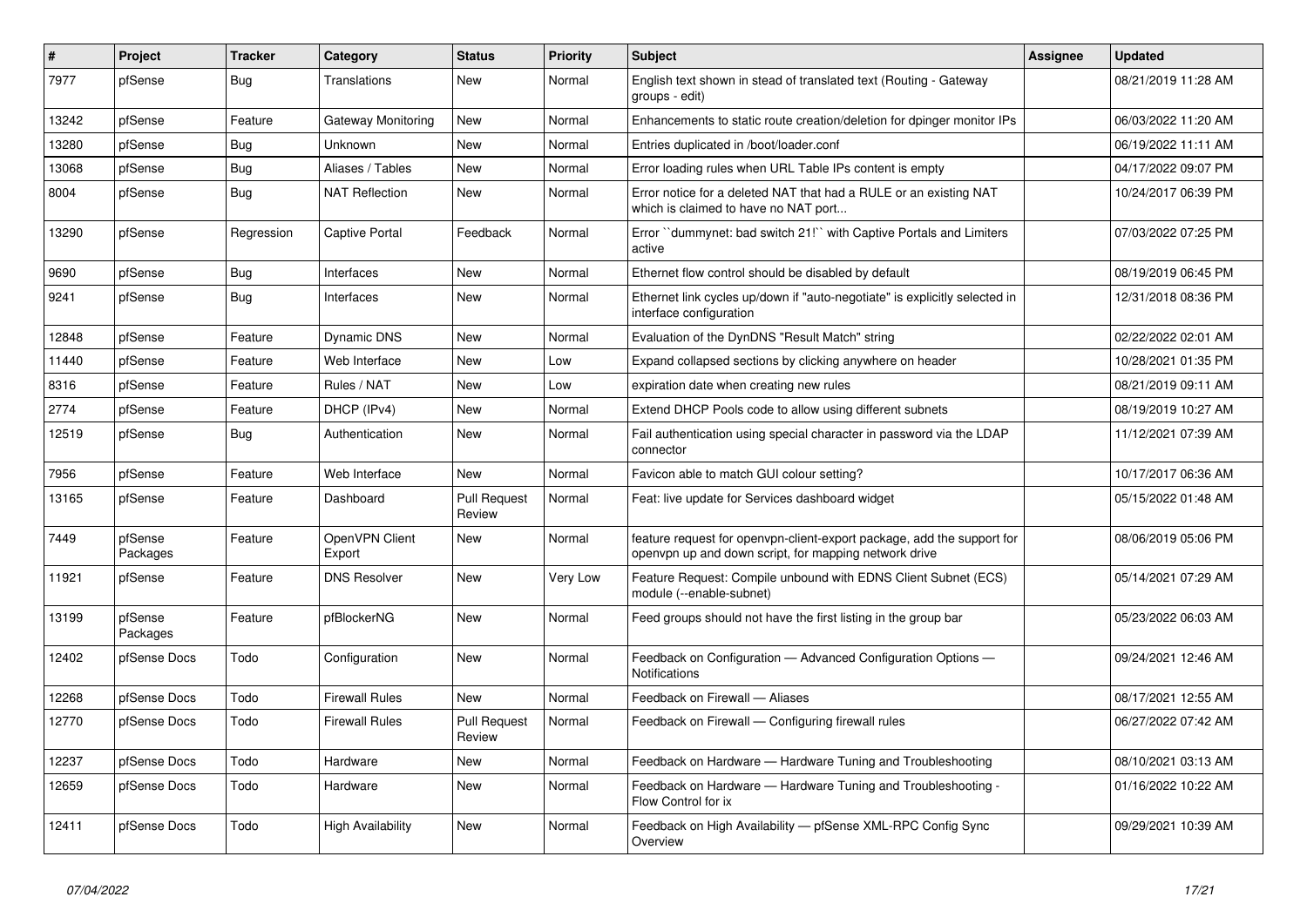| # | Project | Tracker | Category | Status | Priority | Subject | Assignee | Updated |
|---|---|---|---|---|---|---|---|---|
| 7977 | pfSense | Bug | Translations | New | Normal | English text shown in stead of translated text (Routing - Gateway groups - edit) | | 08/21/2019 11:28 AM |
| 13242 | pfSense | Feature | Gateway Monitoring | New | Normal | Enhancements to static route creation/deletion for dpinger monitor IPs | | 06/03/2022 11:20 AM |
| 13280 | pfSense | Bug | Unknown | New | Normal | Entries duplicated in /boot/loader.conf | | 06/19/2022 11:11 AM |
| 13068 | pfSense | Bug | Aliases / Tables | New | Normal | Error loading rules when URL Table IPs content is empty | | 04/17/2022 09:07 PM |
| 8004 | pfSense | Bug | NAT Reflection | New | Normal | Error notice for a deleted NAT that had a RULE or an existing NAT which is claimed to have no NAT port... | | 10/24/2017 06:39 PM |
| 13290 | pfSense | Regression | Captive Portal | Feedback | Normal | Error ``dummynet: bad switch 21!`` with Captive Portals and Limiters active | | 07/03/2022 07:25 PM |
| 9690 | pfSense | Bug | Interfaces | New | Normal | Ethernet flow control should be disabled by default | | 08/19/2019 06:45 PM |
| 9241 | pfSense | Bug | Interfaces | New | Normal | Ethernet link cycles up/down if "auto-negotiate" is explicitly selected in interface configuration | | 12/31/2018 08:36 PM |
| 12848 | pfSense | Feature | Dynamic DNS | New | Normal | Evaluation of the DynDNS "Result Match" string | | 02/22/2022 02:01 AM |
| 11440 | pfSense | Feature | Web Interface | New | Low | Expand collapsed sections by clicking anywhere on header | | 10/28/2021 01:35 PM |
| 8316 | pfSense | Feature | Rules / NAT | New | Low | expiration date when creating new rules | | 08/21/2019 09:11 AM |
| 2774 | pfSense | Feature | DHCP (IPv4) | New | Normal | Extend DHCP Pools code to allow using different subnets | | 08/19/2019 10:27 AM |
| 12519 | pfSense | Bug | Authentication | New | Normal | Fail authentication using special character in password via the LDAP connector | | 11/12/2021 07:39 AM |
| 7956 | pfSense | Feature | Web Interface | New | Normal | Favicon able to match GUI colour setting? | | 10/17/2017 06:36 AM |
| 13165 | pfSense | Feature | Dashboard | Pull Request Review | Normal | Feat: live update for Services dashboard widget | | 05/15/2022 01:48 AM |
| 7449 | pfSense Packages | Feature | OpenVPN Client Export | New | Normal | feature request for openvpn-client-export package, add the support for openvpn up and down script, for mapping network drive | | 08/06/2019 05:06 PM |
| 11921 | pfSense | Feature | DNS Resolver | New | Very Low | Feature Request: Compile unbound with EDNS Client Subnet (ECS) module (--enable-subnet) | | 05/14/2021 07:29 AM |
| 13199 | pfSense Packages | Feature | pfBlockerNG | New | Normal | Feed groups should not have the first listing in the group bar | | 05/23/2022 06:03 AM |
| 12402 | pfSense Docs | Todo | Configuration | New | Normal | Feedback on Configuration — Advanced Configuration Options — Notifications | | 09/24/2021 12:46 AM |
| 12268 | pfSense Docs | Todo | Firewall Rules | New | Normal | Feedback on Firewall — Aliases | | 08/17/2021 12:55 AM |
| 12770 | pfSense Docs | Todo | Firewall Rules | Pull Request Review | Normal | Feedback on Firewall — Configuring firewall rules | | 06/27/2022 07:42 AM |
| 12237 | pfSense Docs | Todo | Hardware | New | Normal | Feedback on Hardware — Hardware Tuning and Troubleshooting | | 08/10/2021 03:13 AM |
| 12659 | pfSense Docs | Todo | Hardware | New | Normal | Feedback on Hardware — Hardware Tuning and Troubleshooting - Flow Control for ix | | 01/16/2022 10:22 AM |
| 12411 | pfSense Docs | Todo | High Availability | New | Normal | Feedback on High Availability — pfSense XML-RPC Config Sync Overview | | 09/29/2021 10:39 AM |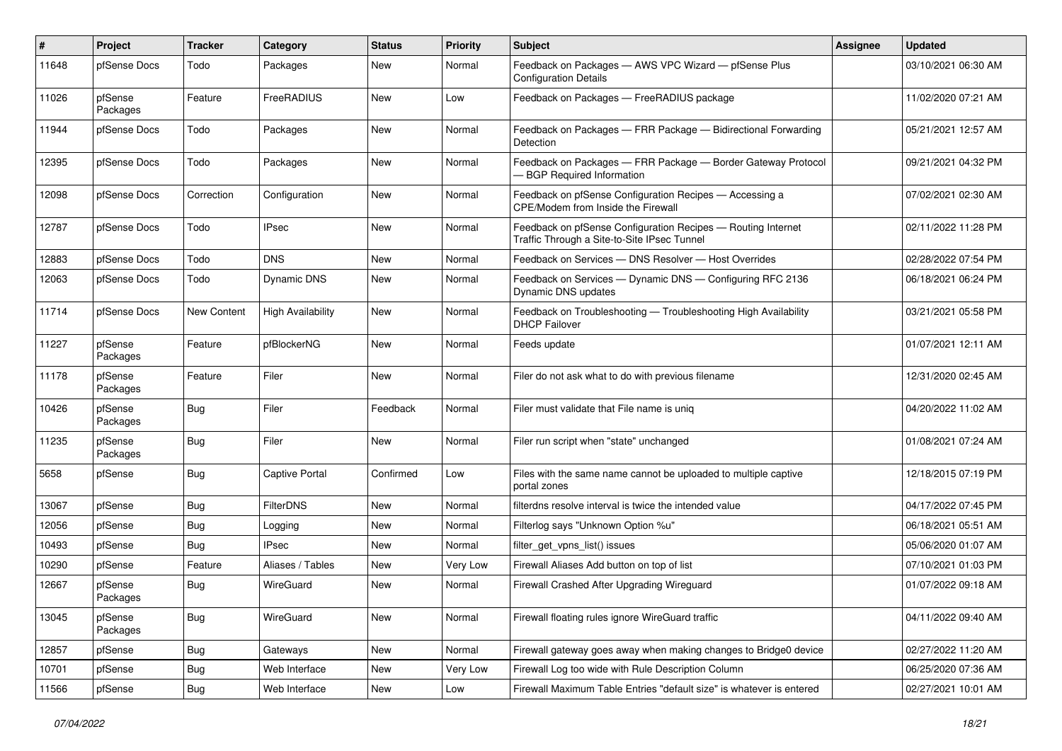| # | Project | Tracker | Category | Status | Priority | Subject | Assignee | Updated |
|---|---|---|---|---|---|---|---|---|
| 11648 | pfSense Docs | Todo | Packages | New | Normal | Feedback on Packages — AWS VPC Wizard — pfSense Plus Configuration Details | | 03/10/2021 06:30 AM |
| 11026 | pfSense Packages | Feature | FreeRADIUS | New | Low | Feedback on Packages — FreeRADIUS package | | 11/02/2020 07:21 AM |
| 11944 | pfSense Docs | Todo | Packages | New | Normal | Feedback on Packages — FRR Package — Bidirectional Forwarding Detection | | 05/21/2021 12:57 AM |
| 12395 | pfSense Docs | Todo | Packages | New | Normal | Feedback on Packages — FRR Package — Border Gateway Protocol — BGP Required Information | | 09/21/2021 04:32 PM |
| 12098 | pfSense Docs | Correction | Configuration | New | Normal | Feedback on pfSense Configuration Recipes — Accessing a CPE/Modem from Inside the Firewall | | 07/02/2021 02:30 AM |
| 12787 | pfSense Docs | Todo | IPsec | New | Normal | Feedback on pfSense Configuration Recipes — Routing Internet Traffic Through a Site-to-Site IPsec Tunnel | | 02/11/2022 11:28 PM |
| 12883 | pfSense Docs | Todo | DNS | New | Normal | Feedback on Services — DNS Resolver — Host Overrides | | 02/28/2022 07:54 PM |
| 12063 | pfSense Docs | Todo | Dynamic DNS | New | Normal | Feedback on Services — Dynamic DNS — Configuring RFC 2136 Dynamic DNS updates | | 06/18/2021 06:24 PM |
| 11714 | pfSense Docs | New Content | High Availability | New | Normal | Feedback on Troubleshooting — Troubleshooting High Availability DHCP Failover | | 03/21/2021 05:58 PM |
| 11227 | pfSense Packages | Feature | pfBlockerNG | New | Normal | Feeds update | | 01/07/2021 12:11 AM |
| 11178 | pfSense Packages | Feature | Filer | New | Normal | Filer do not ask what to do with previous filename | | 12/31/2020 02:45 AM |
| 10426 | pfSense Packages | Bug | Filer | Feedback | Normal | Filer must validate that File name is uniq | | 04/20/2022 11:02 AM |
| 11235 | pfSense Packages | Bug | Filer | New | Normal | Filer run script when "state" unchanged | | 01/08/2021 07:24 AM |
| 5658 | pfSense | Bug | Captive Portal | Confirmed | Low | Files with the same name cannot be uploaded to multiple captive portal zones | | 12/18/2015 07:19 PM |
| 13067 | pfSense | Bug | FilterDNS | New | Normal | filterdns resolve interval is twice the intended value | | 04/17/2022 07:45 PM |
| 12056 | pfSense | Bug | Logging | New | Normal | Filterlog says "Unknown Option %u" | | 06/18/2021 05:51 AM |
| 10493 | pfSense | Bug | IPsec | New | Normal | filter_get_vpns_list() issues | | 05/06/2020 01:07 AM |
| 10290 | pfSense | Feature | Aliases / Tables | New | Very Low | Firewall Aliases Add button on top of list | | 07/10/2021 01:03 PM |
| 12667 | pfSense Packages | Bug | WireGuard | New | Normal | Firewall Crashed After Upgrading Wireguard | | 01/07/2022 09:18 AM |
| 13045 | pfSense Packages | Bug | WireGuard | New | Normal | Firewall floating rules ignore WireGuard traffic | | 04/11/2022 09:40 AM |
| 12857 | pfSense | Bug | Gateways | New | Normal | Firewall gateway goes away when making changes to Bridge0 device | | 02/27/2022 11:20 AM |
| 10701 | pfSense | Bug | Web Interface | New | Very Low | Firewall Log too wide with Rule Description Column | | 06/25/2020 07:36 AM |
| 11566 | pfSense | Bug | Web Interface | New | Low | Firewall Maximum Table Entries "default size" is whatever is entered | | 02/27/2021 10:01 AM |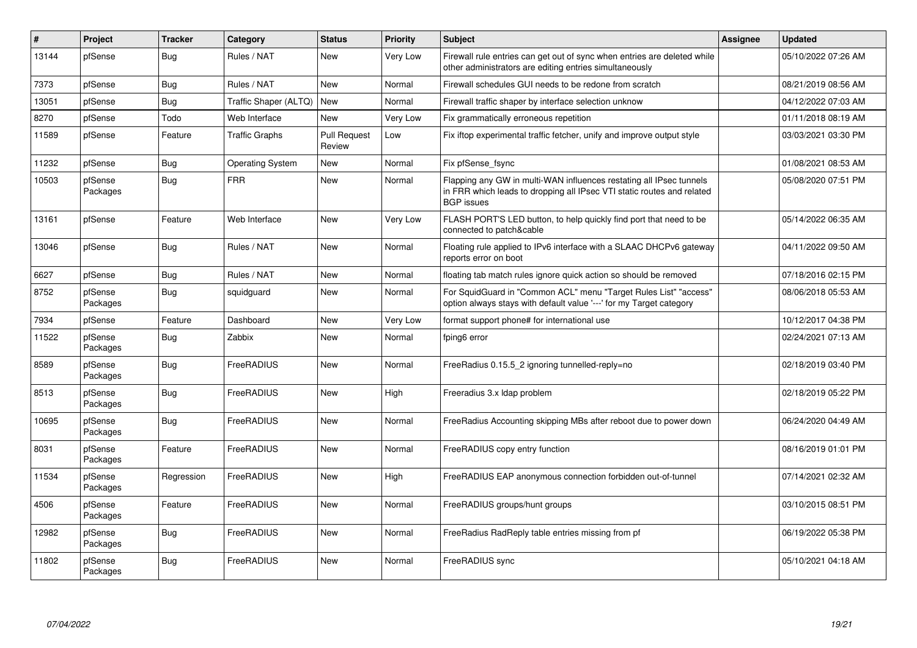| # | Project | Tracker | Category | Status | Priority | Subject | Assignee | Updated |
|---|---|---|---|---|---|---|---|---|
| 13144 | pfSense | Bug | Rules / NAT | New | Very Low | Firewall rule entries can get out of sync when entries are deleted while other administrators are editing entries simultaneously | | 05/10/2022 07:26 AM |
| 7373 | pfSense | Bug | Rules / NAT | New | Normal | Firewall schedules GUI needs to be redone from scratch | | 08/21/2019 08:56 AM |
| 13051 | pfSense | Bug | Traffic Shaper (ALTQ) | New | Normal | Firewall traffic shaper by interface selection unknow | | 04/12/2022 07:03 AM |
| 8270 | pfSense | Todo | Web Interface | New | Very Low | Fix grammatically erroneous repetition | | 01/11/2018 08:19 AM |
| 11589 | pfSense | Feature | Traffic Graphs | Pull Request Review | Low | Fix iftop experimental traffic fetcher, unify and improve output style | | 03/03/2021 03:30 PM |
| 11232 | pfSense | Bug | Operating System | New | Normal | Fix pfSense_fsync | | 01/08/2021 08:53 AM |
| 10503 | pfSense Packages | Bug | FRR | New | Normal | Flapping any GW in multi-WAN influences restating all IPsec tunnels in FRR which leads to dropping all IPsec VTI static routes and related BGP issues | | 05/08/2020 07:51 PM |
| 13161 | pfSense | Feature | Web Interface | New | Very Low | FLASH PORT'S LED button, to help quickly find port that need to be connected to patch&cable | | 05/14/2022 06:35 AM |
| 13046 | pfSense | Bug | Rules / NAT | New | Normal | Floating rule applied to IPv6 interface with a SLAAC DHCPv6 gateway reports error on boot | | 04/11/2022 09:50 AM |
| 6627 | pfSense | Bug | Rules / NAT | New | Normal | floating tab match rules ignore quick action so should be removed | | 07/18/2016 02:15 PM |
| 8752 | pfSense Packages | Bug | squidguard | New | Normal | For SquidGuard in "Common ACL" menu "Target Rules List" "access" option always stays with default value '---' for my Target category | | 08/06/2018 05:53 AM |
| 7934 | pfSense | Feature | Dashboard | New | Very Low | format support phone# for international use | | 10/12/2017 04:38 PM |
| 11522 | pfSense Packages | Bug | Zabbix | New | Normal | fping6 error | | 02/24/2021 07:13 AM |
| 8589 | pfSense Packages | Bug | FreeRADIUS | New | Normal | FreeRadius 0.15.5_2 ignoring tunnelled-reply=no | | 02/18/2019 03:40 PM |
| 8513 | pfSense Packages | Bug | FreeRADIUS | New | High | Freeradius 3.x ldap problem | | 02/18/2019 05:22 PM |
| 10695 | pfSense Packages | Bug | FreeRADIUS | New | Normal | FreeRadius Accounting skipping MBs after reboot due to power down | | 06/24/2020 04:49 AM |
| 8031 | pfSense Packages | Feature | FreeRADIUS | New | Normal | FreeRADIUS copy entry function | | 08/16/2019 01:01 PM |
| 11534 | pfSense Packages | Regression | FreeRADIUS | New | High | FreeRADIUS EAP anonymous connection forbidden out-of-tunnel | | 07/14/2021 02:32 AM |
| 4506 | pfSense Packages | Feature | FreeRADIUS | New | Normal | FreeRADIUS groups/hunt groups | | 03/10/2015 08:51 PM |
| 12982 | pfSense Packages | Bug | FreeRADIUS | New | Normal | FreeRadius RadReply table entries missing from pf | | 06/19/2022 05:38 PM |
| 11802 | pfSense Packages | Bug | FreeRADIUS | New | Normal | FreeRADIUS sync | | 05/10/2021 04:18 AM |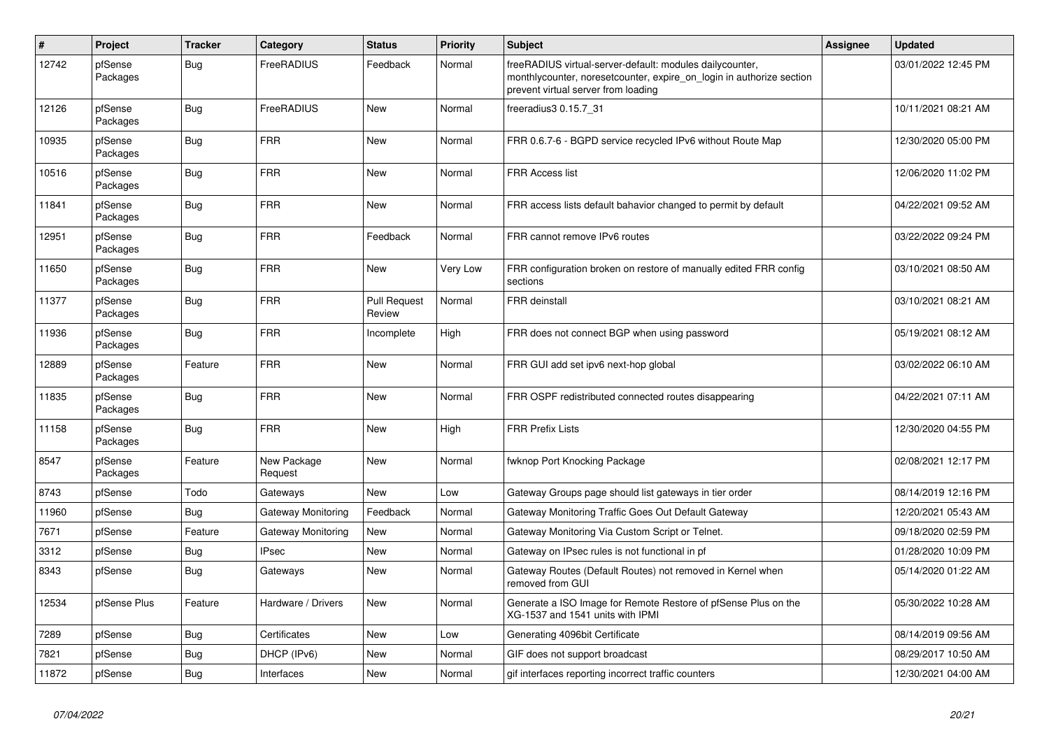| # | Project | Tracker | Category | Status | Priority | Subject | Assignee | Updated |
|---|---|---|---|---|---|---|---|---|
| 12742 | pfSense Packages | Bug | FreeRADIUS | Feedback | Normal | freeRADIUS virtual-server-default: modules dailycounter, monthlycounter, noresetcounter, expire_on_login in authorize section prevent virtual server from loading | | 03/01/2022 12:45 PM |
| 12126 | pfSense Packages | Bug | FreeRADIUS | New | Normal | freeradius3 0.15.7_31 | | 10/11/2021 08:21 AM |
| 10935 | pfSense Packages | Bug | FRR | New | Normal | FRR 0.6.7-6 - BGPD service recycled IPv6 without Route Map | | 12/30/2020 05:00 PM |
| 10516 | pfSense Packages | Bug | FRR | New | Normal | FRR Access list | | 12/06/2020 11:02 PM |
| 11841 | pfSense Packages | Bug | FRR | New | Normal | FRR access lists default bahavior changed to permit by default | | 04/22/2021 09:52 AM |
| 12951 | pfSense Packages | Bug | FRR | Feedback | Normal | FRR cannot remove IPv6 routes | | 03/22/2022 09:24 PM |
| 11650 | pfSense Packages | Bug | FRR | New | Very Low | FRR configuration broken on restore of manually edited FRR config sections | | 03/10/2021 08:50 AM |
| 11377 | pfSense Packages | Bug | FRR | Pull Request Review | Normal | FRR deinstall | | 03/10/2021 08:21 AM |
| 11936 | pfSense Packages | Bug | FRR | Incomplete | High | FRR does not connect BGP when using password | | 05/19/2021 08:12 AM |
| 12889 | pfSense Packages | Feature | FRR | New | Normal | FRR GUI add set ipv6 next-hop global | | 03/02/2022 06:10 AM |
| 11835 | pfSense Packages | Bug | FRR | New | Normal | FRR OSPF redistributed connected routes disappearing | | 04/22/2021 07:11 AM |
| 11158 | pfSense Packages | Bug | FRR | New | High | FRR Prefix Lists | | 12/30/2020 04:55 PM |
| 8547 | pfSense Packages | Feature | New Package Request | New | Normal | fwknop Port Knocking Package | | 02/08/2021 12:17 PM |
| 8743 | pfSense | Todo | Gateways | New | Low | Gateway Groups page should list gateways in tier order | | 08/14/2019 12:16 PM |
| 11960 | pfSense | Bug | Gateway Monitoring | Feedback | Normal | Gateway Monitoring Traffic Goes Out Default Gateway | | 12/20/2021 05:43 AM |
| 7671 | pfSense | Feature | Gateway Monitoring | New | Normal | Gateway Monitoring Via Custom Script or Telnet. | | 09/18/2020 02:59 PM |
| 3312 | pfSense | Bug | IPsec | New | Normal | Gateway on IPsec rules is not functional in pf | | 01/28/2020 10:09 PM |
| 8343 | pfSense | Bug | Gateways | New | Normal | Gateway Routes (Default Routes) not removed in Kernel when removed from GUI | | 05/14/2020 01:22 AM |
| 12534 | pfSense Plus | Feature | Hardware / Drivers | New | Normal | Generate a ISO Image for Remote Restore of pfSense Plus on the XG-1537 and 1541 units with IPMI | | 05/30/2022 10:28 AM |
| 7289 | pfSense | Bug | Certificates | New | Low | Generating 4096bit Certificate | | 08/14/2019 09:56 AM |
| 7821 | pfSense | Bug | DHCP (IPv6) | New | Normal | GIF does not support broadcast | | 08/29/2017 10:50 AM |
| 11872 | pfSense | Bug | Interfaces | New | Normal | gif interfaces reporting incorrect traffic counters | | 12/30/2021 04:00 AM |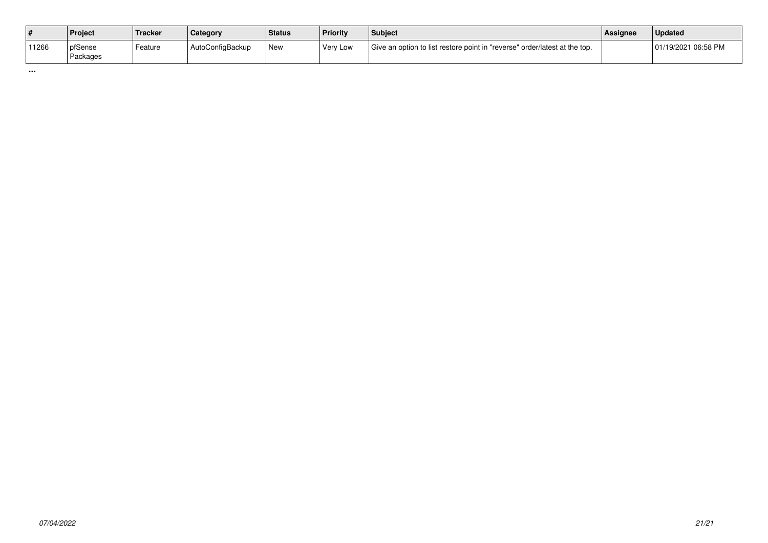| # | Project | Tracker | Category | Status | Priority | Subject | Assignee | Updated |
|---|---|---|---|---|---|---|---|---|
| 11266 | pfSense Packages | Feature | AutoConfigBackup | New | Very Low | Give an option to list restore point in "reverse" order/latest at the top. | | 01/19/2021 06:58 PM |

...